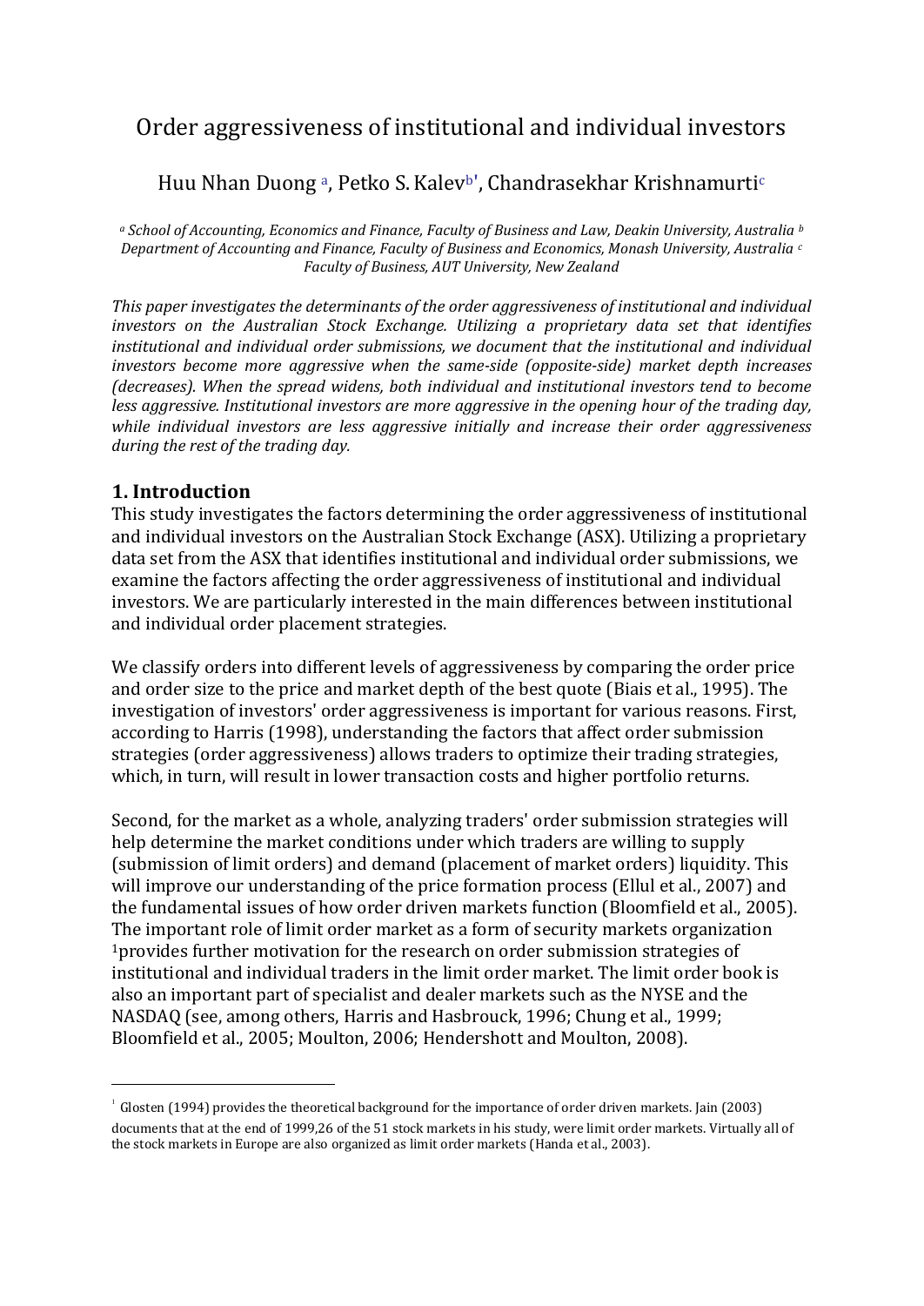# Order aggressiveness of institutional and individual investors

Huu Nhan Duong [a], Petko S. Kalev[b'], Chandrasekhar Krishnamurti[c]

*[a] School of Accounting, Economics and Finance, Faculty of Business and Law, Deakin University, Australia [b] Department of Accounting and Finance, Faculty of Business and Economics, Monash University, Australia [c] Faculty of Business, AUT University, New Zealand*

*This paper investigates the determinants of the order aggressiveness of institutional and individual investors on the Australian Stock Exchange. Utilizing a proprietary data set that identifies institutional and individual order submissions, we document that the institutional and individual investors become more aggressive when the same-side (opposite-side) market depth increases (decreases). When the spread widens, both individual and institutional investors tend to become less aggressive. Institutional investors are more aggressive in the opening hour of the trading day, while individual investors are less aggressive initially and increase their order aggressiveness during the rest of the trading day.*

## 1. Introduction

This study investigates the factors determining the order aggressiveness of institutional and individual investors on the Australian Stock Exchange (ASX). Utilizing a proprietary data set from the ASX that identifies institutional and individual order submissions, we examine the factors affecting the order aggressiveness of institutional and individual investors. We are particularly interested in the main differences between institutional and individual order placement strategies.

We classify orders into different levels of aggressiveness by comparing the order price and order size to the price and market depth of the best quote (Biais et al., 1995). The investigation of investors' order aggressiveness is important for various reasons. First, according to Harris (1998), understanding the factors that affect order submission strategies (order aggressiveness) allows traders to optimize their trading strategies, which, in turn, will result in lower transaction costs and higher portfolio returns.

Second, for the market as a whole, analyzing traders' order submission strategies will help determine the market conditions under which traders are willing to supply (submission of limit orders) and demand (placement of market orders) liquidity. This will improve our understanding of the price formation process (Ellul et al., 2007) and the fundamental issues of how order driven markets function (Bloomfield et al., 2005). The important role of limit order market as a form of security markets organization [1]provides further motivation for the research on order submission strategies of institutional and individual traders in the limit order market. The limit order book is also an important part of specialist and dealer markets such as the NYSE and the NASDAQ (see, among others, Harris and Hasbrouck, 1996; Chung et al., 1999; Bloomfield et al., 2005; Moulton, 2006; Hendershott and Moulton, 2008).

[1] Glosten (1994) provides the theoretical background for the importance of order driven markets. Jain (2003) documents that at the end of 1999,26 of the 51 stock markets in his study, were limit order markets. Virtually all of the stock markets in Europe are also organized as limit order markets (Handa et al., 2003).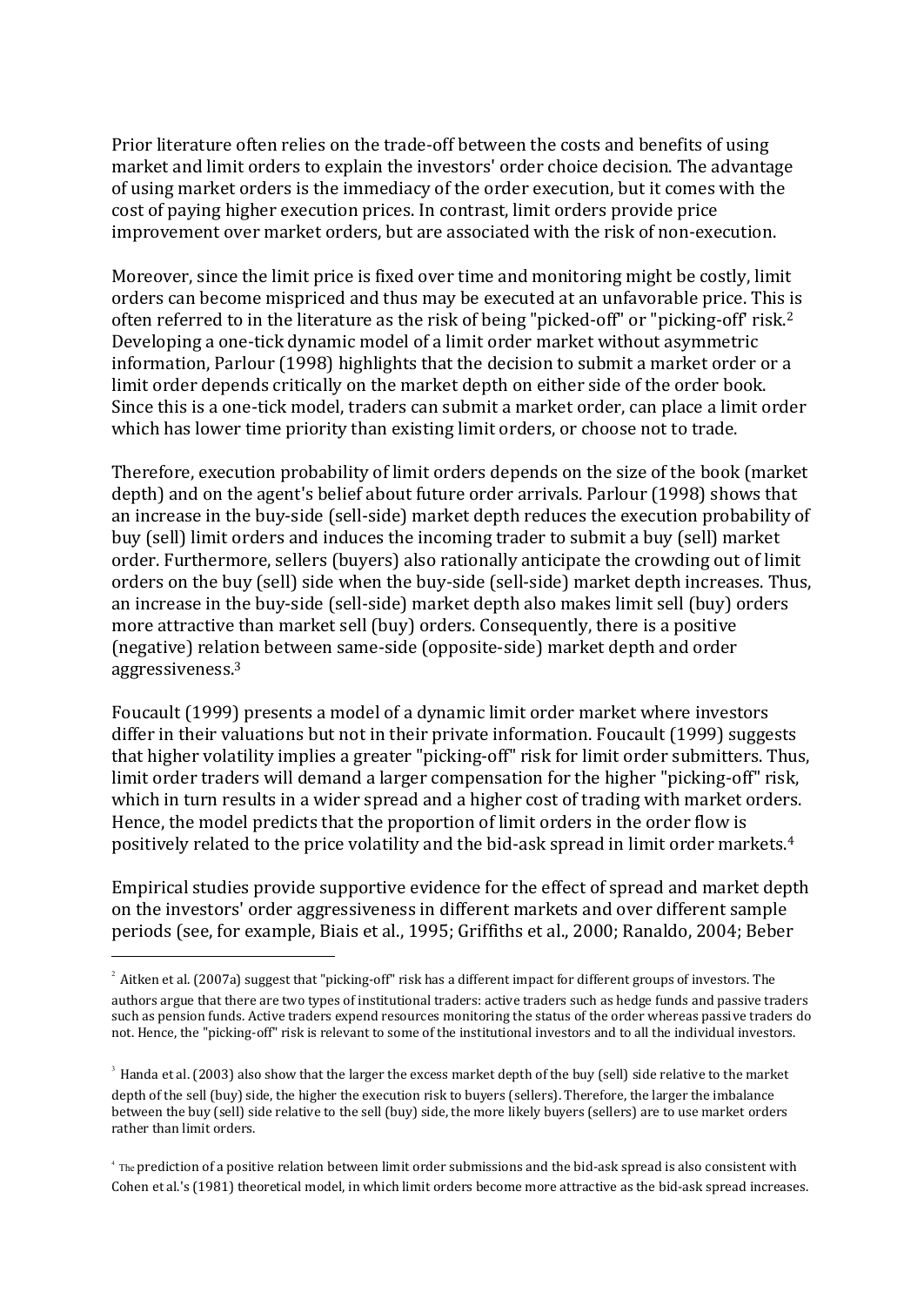Prior literature often relies on the trade-off between the costs and benefits of using market and limit orders to explain the investors' order choice decision. The advantage of using market orders is the immediacy of the order execution, but it comes with the cost of paying higher execution prices. In contrast, limit orders provide price improvement over market orders, but are associated with the risk of non-execution.

Moreover, since the limit price is fixed over time and monitoring might be costly, limit orders can become mispriced and thus may be executed at an unfavorable price. This is often referred to in the literature as the risk of being "picked-off" or "picking-off' risk.[2] Developing a one-tick dynamic model of a limit order market without asymmetric information, Parlour (1998) highlights that the decision to submit a market order or a limit order depends critically on the market depth on either side of the order book. Since this is a one-tick model, traders can submit a market order, can place a limit order which has lower time priority than existing limit orders, or choose not to trade.

Therefore, execution probability of limit orders depends on the size of the book (market depth) and on the agent's belief about future order arrivals. Parlour (1998) shows that an increase in the buy-side (sell-side) market depth reduces the execution probability of buy (sell) limit orders and induces the incoming trader to submit a buy (sell) market order. Furthermore, sellers (buyers) also rationally anticipate the crowding out of limit orders on the buy (sell) side when the buy-side (sell-side) market depth increases. Thus, an increase in the buy-side (sell-side) market depth also makes limit sell (buy) orders more attractive than market sell (buy) orders. Consequently, there is a positive (negative) relation between same-side (opposite-side) market depth and order aggressiveness.[3]

Foucault (1999) presents a model of a dynamic limit order market where investors differ in their valuations but not in their private information. Foucault (1999) suggests that higher volatility implies a greater "picking-off" risk for limit order submitters. Thus, limit order traders will demand a larger compensation for the higher "picking-off" risk, which in turn results in a wider spread and a higher cost of trading with market orders. Hence, the model predicts that the proportion of limit orders in the order flow is positively related to the price volatility and the bid-ask spread in limit order markets.[4]

Empirical studies provide supportive evidence for the effect of spread and market depth on the investors' order aggressiveness in different markets and over different sample periods (see, for example, Biais et al., 1995; Griffiths et al., 2000; Ranaldo, 2004; Beber

---

[2] Aitken et al. (2007a) suggest that "picking-off" risk has a different impact for different groups of investors. The authors argue that there are two types of institutional traders: active traders such as hedge funds and passive traders such as pension funds. Active traders expend resources monitoring the status of the order whereas passive traders do not. Hence, the "picking-off" risk is relevant to some of the institutional investors and to all the individual investors.

[3] Handa et al. (2003) also show that the larger the excess market depth of the buy (sell) side relative to the market depth of the sell (buy) side, the higher the execution risk to buyers (sellers). Therefore, the larger the imbalance between the buy (sell) side relative to the sell (buy) side, the more likely buyers (sellers) are to use market orders rather than limit orders.

[4] The prediction of a positive relation between limit order submissions and the bid-ask spread is also consistent with Cohen et al.'s (1981) theoretical model, in which limit orders become more attractive as the bid-ask spread increases.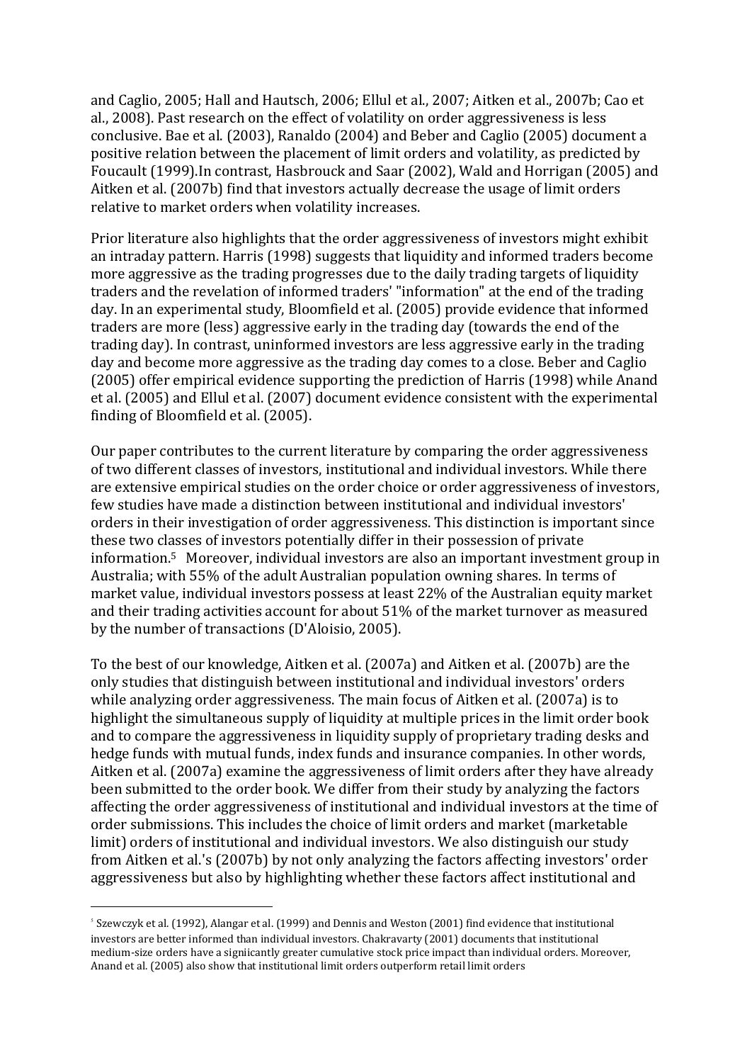and Caglio, 2005; Hall and Hautsch, 2006; Ellul et al., 2007; Aitken et al., 2007b; Cao et al., 2008). Past research on the effect of volatility on order aggressiveness is less conclusive. Bae et al. (2003), Ranaldo (2004) and Beber and Caglio (2005) document a positive relation between the placement of limit orders and volatility, as predicted by Foucault (1999).In contrast, Hasbrouck and Saar (2002), Wald and Horrigan (2005) and Aitken et al. (2007b) find that investors actually decrease the usage of limit orders relative to market orders when volatility increases.

Prior literature also highlights that the order aggressiveness of investors might exhibit an intraday pattern. Harris (1998) suggests that liquidity and informed traders become more aggressive as the trading progresses due to the daily trading targets of liquidity traders and the revelation of informed traders' "information" at the end of the trading day. In an experimental study, Bloomfield et al. (2005) provide evidence that informed traders are more (less) aggressive early in the trading day (towards the end of the trading day). In contrast, uninformed investors are less aggressive early in the trading day and become more aggressive as the trading day comes to a close. Beber and Caglio (2005) offer empirical evidence supporting the prediction of Harris (1998) while Anand et al. (2005) and Ellul et al. (2007) document evidence consistent with the experimental finding of Bloomfield et al. (2005).

Our paper contributes to the current literature by comparing the order aggressiveness of two different classes of investors, institutional and individual investors. While there are extensive empirical studies on the order choice or order aggressiveness of investors, few studies have made a distinction between institutional and individual investors' orders in their investigation of order aggressiveness. This distinction is important since these two classes of investors potentially differ in their possession of private information.[5] Moreover, individual investors are also an important investment group in Australia; with 55% of the adult Australian population owning shares. In terms of market value, individual investors possess at least 22% of the Australian equity market and their trading activities account for about 51% of the market turnover as measured by the number of transactions (D'Aloisio, 2005).

To the best of our knowledge, Aitken et al. (2007a) and Aitken et al. (2007b) are the only studies that distinguish between institutional and individual investors' orders while analyzing order aggressiveness. The main focus of Aitken et al. (2007a) is to highlight the simultaneous supply of liquidity at multiple prices in the limit order book and to compare the aggressiveness in liquidity supply of proprietary trading desks and hedge funds with mutual funds, index funds and insurance companies. In other words, Aitken et al. (2007a) examine the aggressiveness of limit orders after they have already been submitted to the order book. We differ from their study by analyzing the factors affecting the order aggressiveness of institutional and individual investors at the time of order submissions. This includes the choice of limit orders and market (marketable limit) orders of institutional and individual investors. We also distinguish our study from Aitken et al.'s (2007b) by not only analyzing the factors affecting investors' order aggressiveness but also by highlighting whether these factors affect institutional and

[5] Szewczyk et al. (1992), Alangar et al. (1999) and Dennis and Weston (2001) find evidence that institutional investors are better informed than individual investors. Chakravarty (2001) documents that institutional medium-size orders have a signiicantly greater cumulative stock price impact than individual orders. Moreover, Anand et al. (2005) also show that institutional limit orders outperform retail limit orders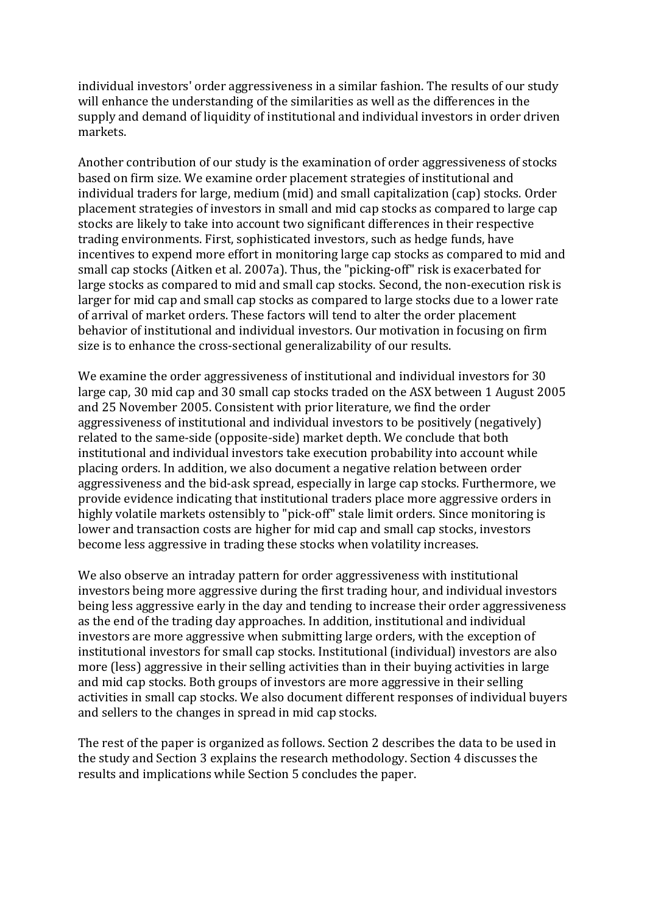individual investors' order aggressiveness in a similar fashion. The results of our study will enhance the understanding of the similarities as well as the differences in the supply and demand of liquidity of institutional and individual investors in order driven markets.

Another contribution of our study is the examination of order aggressiveness of stocks based on firm size. We examine order placement strategies of institutional and individual traders for large, medium (mid) and small capitalization (cap) stocks. Order placement strategies of investors in small and mid cap stocks as compared to large cap stocks are likely to take into account two significant differences in their respective trading environments. First, sophisticated investors, such as hedge funds, have incentives to expend more effort in monitoring large cap stocks as compared to mid and small cap stocks (Aitken et al. 2007a). Thus, the "picking-off" risk is exacerbated for large stocks as compared to mid and small cap stocks. Second, the non-execution risk is larger for mid cap and small cap stocks as compared to large stocks due to a lower rate of arrival of market orders. These factors will tend to alter the order placement behavior of institutional and individual investors. Our motivation in focusing on firm size is to enhance the cross-sectional generalizability of our results.

We examine the order aggressiveness of institutional and individual investors for 30 large cap, 30 mid cap and 30 small cap stocks traded on the ASX between 1 August 2005 and 25 November 2005. Consistent with prior literature, we find the order aggressiveness of institutional and individual investors to be positively (negatively) related to the same-side (opposite-side) market depth. We conclude that both institutional and individual investors take execution probability into account while placing orders. In addition, we also document a negative relation between order aggressiveness and the bid-ask spread, especially in large cap stocks. Furthermore, we provide evidence indicating that institutional traders place more aggressive orders in highly volatile markets ostensibly to "pick-off" stale limit orders. Since monitoring is lower and transaction costs are higher for mid cap and small cap stocks, investors become less aggressive in trading these stocks when volatility increases.

We also observe an intraday pattern for order aggressiveness with institutional investors being more aggressive during the first trading hour, and individual investors being less aggressive early in the day and tending to increase their order aggressiveness as the end of the trading day approaches. In addition, institutional and individual investors are more aggressive when submitting large orders, with the exception of institutional investors for small cap stocks. Institutional (individual) investors are also more (less) aggressive in their selling activities than in their buying activities in large and mid cap stocks. Both groups of investors are more aggressive in their selling activities in small cap stocks. We also document different responses of individual buyers and sellers to the changes in spread in mid cap stocks.

The rest of the paper is organized as follows. Section 2 describes the data to be used in the study and Section 3 explains the research methodology. Section 4 discusses the results and implications while Section 5 concludes the paper.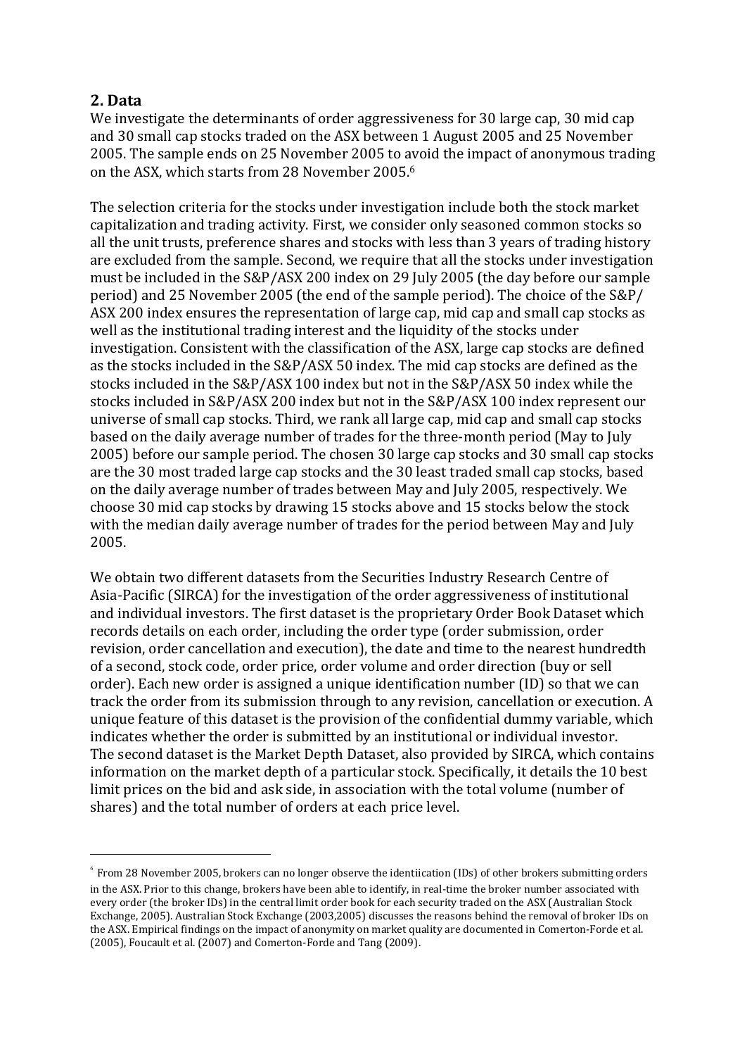## 2. Data

We investigate the determinants of order aggressiveness for 30 large cap, 30 mid cap and 30 small cap stocks traded on the ASX between 1 August 2005 and 25 November 2005. The sample ends on 25 November 2005 to avoid the impact of anonymous trading on the ASX, which starts from 28 November 2005.[6]

The selection criteria for the stocks under investigation include both the stock market capitalization and trading activity. First, we consider only seasoned common stocks so all the unit trusts, preference shares and stocks with less than 3 years of trading history are excluded from the sample. Second, we require that all the stocks under investigation must be included in the S&P/ASX 200 index on 29 July 2005 (the day before our sample period) and 25 November 2005 (the end of the sample period). The choice of the S&P/ASX 200 index ensures the representation of large cap, mid cap and small cap stocks as well as the institutional trading interest and the liquidity of the stocks under investigation. Consistent with the classification of the ASX, large cap stocks are defined as the stocks included in the S&P/ASX 50 index. The mid cap stocks are defined as the stocks included in the S&P/ASX 100 index but not in the S&P/ASX 50 index while the stocks included in S&P/ASX 200 index but not in the S&P/ASX 100 index represent our universe of small cap stocks. Third, we rank all large cap, mid cap and small cap stocks based on the daily average number of trades for the three-month period (May to July 2005) before our sample period. The chosen 30 large cap stocks and 30 small cap stocks are the 30 most traded large cap stocks and the 30 least traded small cap stocks, based on the daily average number of trades between May and July 2005, respectively. We choose 30 mid cap stocks by drawing 15 stocks above and 15 stocks below the stock with the median daily average number of trades for the period between May and July 2005.

We obtain two different datasets from the Securities Industry Research Centre of Asia-Pacific (SIRCA) for the investigation of the order aggressiveness of institutional and individual investors. The first dataset is the proprietary Order Book Dataset which records details on each order, including the order type (order submission, order revision, order cancellation and execution), the date and time to the nearest hundredth of a second, stock code, order price, order volume and order direction (buy or sell order). Each new order is assigned a unique identification number (ID) so that we can track the order from its submission through to any revision, cancellation or execution. A unique feature of this dataset is the provision of the confidential dummy variable, which indicates whether the order is submitted by an institutional or individual investor. The second dataset is the Market Depth Dataset, also provided by SIRCA, which contains information on the market depth of a particular stock. Specifically, it details the 10 best limit prices on the bid and ask side, in association with the total volume (number of shares) and the total number of orders at each price level.

---

[6] From 28 November 2005, brokers can no longer observe the identiication (IDs) of other brokers submitting orders in the ASX. Prior to this change, brokers have been able to identify, in real-time the broker number associated with every order (the broker IDs) in the central limit order book for each security traded on the ASX (Australian Stock Exchange, 2005). Australian Stock Exchange (2003,2005) discusses the reasons behind the removal of broker IDs on the ASX. Empirical findings on the impact of anonymity on market quality are documented in Comerton-Forde et al. (2005), Foucault et al. (2007) and Comerton-Forde and Tang (2009).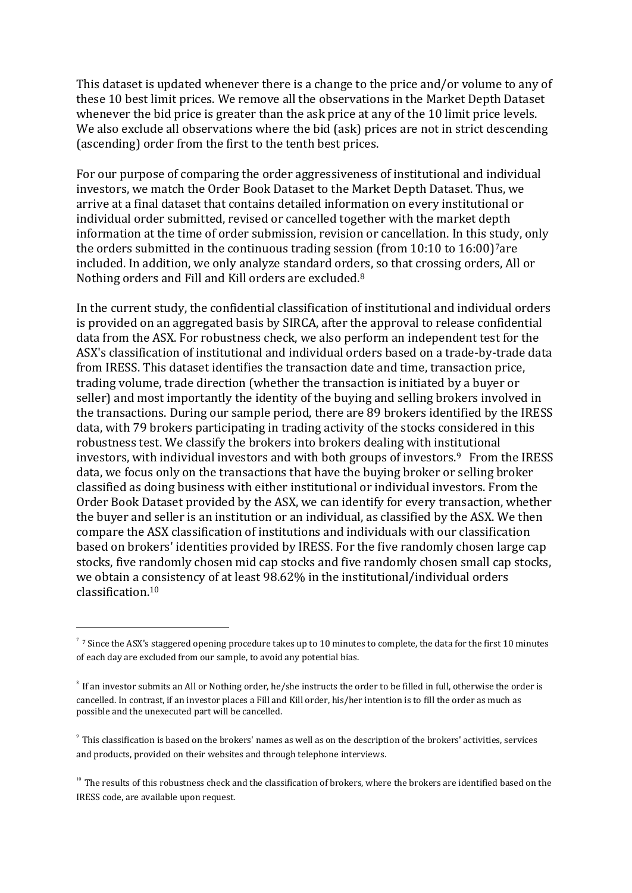This dataset is updated whenever there is a change to the price and/or volume to any of these 10 best limit prices. We remove all the observations in the Market Depth Dataset whenever the bid price is greater than the ask price at any of the 10 limit price levels. We also exclude all observations where the bid (ask) prices are not in strict descending (ascending) order from the first to the tenth best prices.

For our purpose of comparing the order aggressiveness of institutional and individual investors, we match the Order Book Dataset to the Market Depth Dataset. Thus, we arrive at a final dataset that contains detailed information on every institutional or individual order submitted, revised or cancelled together with the market depth information at the time of order submission, revision or cancellation. In this study, only the orders submitted in the continuous trading session (from 10:10 to 16:00)[7]are included. In addition, we only analyze standard orders, so that crossing orders, All or Nothing orders and Fill and Kill orders are excluded.[8]

In the current study, the confidential classification of institutional and individual orders is provided on an aggregated basis by SIRCA, after the approval to release confidential data from the ASX. For robustness check, we also perform an independent test for the ASX's classification of institutional and individual orders based on a trade-by-trade data from IRESS. This dataset identifies the transaction date and time, transaction price, trading volume, trade direction (whether the transaction is initiated by a buyer or seller) and most importantly the identity of the buying and selling brokers involved in the transactions. During our sample period, there are 89 brokers identified by the IRESS data, with 79 brokers participating in trading activity of the stocks considered in this robustness test. We classify the brokers into brokers dealing with institutional investors, with individual investors and with both groups of investors.[9] From the IRESS data, we focus only on the transactions that have the buying broker or selling broker classified as doing business with either institutional or individual investors. From the Order Book Dataset provided by the ASX, we can identify for every transaction, whether the buyer and seller is an institution or an individual, as classified by the ASX. We then compare the ASX classification of institutions and individuals with our classification based on brokers' identities provided by IRESS. For the five randomly chosen large cap stocks, five randomly chosen mid cap stocks and five randomly chosen small cap stocks, we obtain a consistency of at least 98.62% in the institutional/individual orders classification.[10]

---

[7] 7 Since the ASX's staggered opening procedure takes up to 10 minutes to complete, the data for the first 10 minutes of each day are excluded from our sample, to avoid any potential bias.

[8] If an investor submits an All or Nothing order, he/she instructs the order to be filled in full, otherwise the order is cancelled. In contrast, if an investor places a Fill and Kill order, his/her intention is to fill the order as much as possible and the unexecuted part will be cancelled.

[9] This classification is based on the brokers' names as well as on the description of the brokers' activities, services and products, provided on their websites and through telephone interviews.

[10] The results of this robustness check and the classification of brokers, where the brokers are identified based on the IRESS code, are available upon request.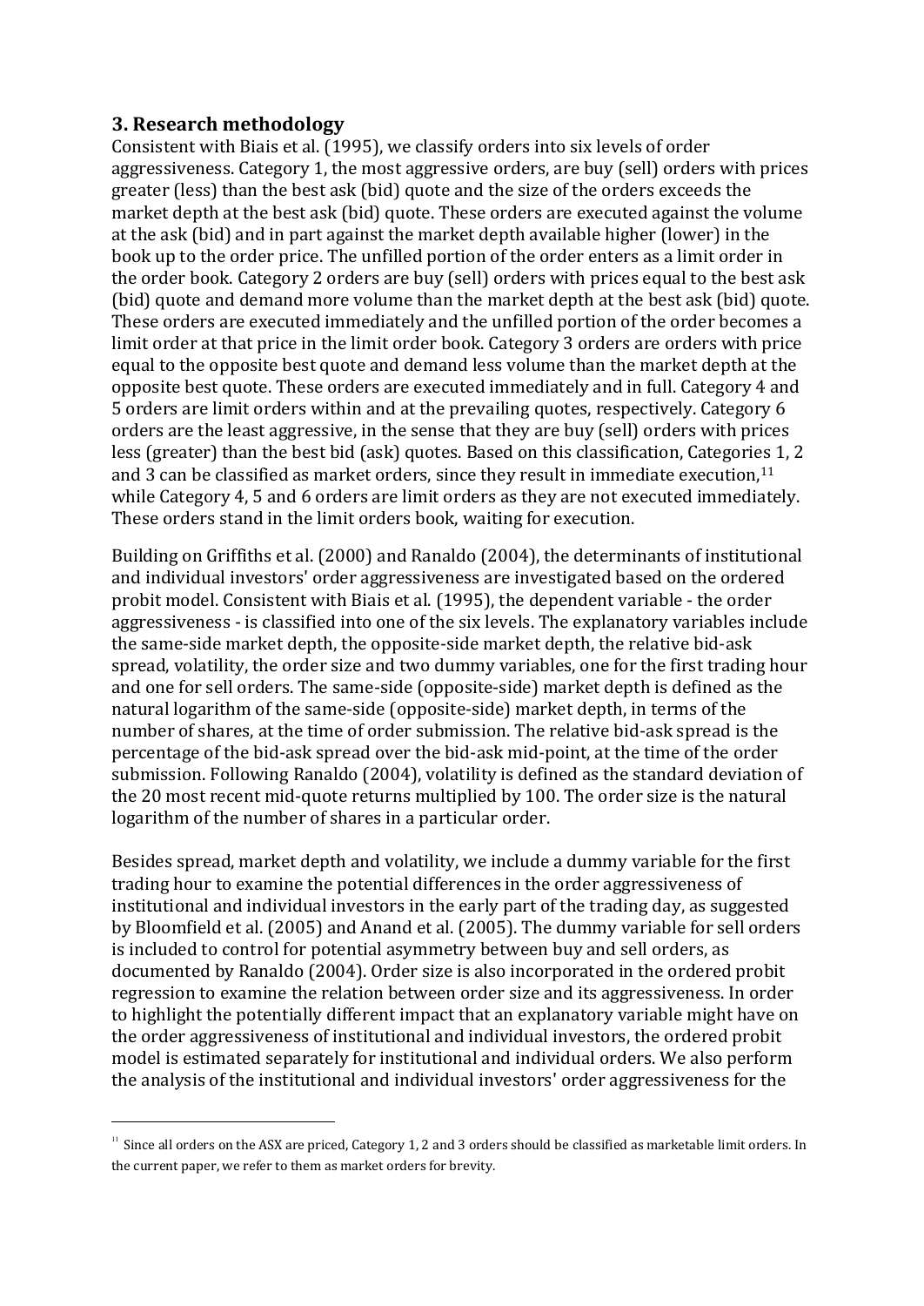## 3. Research methodology

Consistent with Biais et al. (1995), we classify orders into six levels of order aggressiveness. Category 1, the most aggressive orders, are buy (sell) orders with prices greater (less) than the best ask (bid) quote and the size of the orders exceeds the market depth at the best ask (bid) quote. These orders are executed against the volume at the ask (bid) and in part against the market depth available higher (lower) in the book up to the order price. The unfilled portion of the order enters as a limit order in the order book. Category 2 orders are buy (sell) orders with prices equal to the best ask (bid) quote and demand more volume than the market depth at the best ask (bid) quote. These orders are executed immediately and the unfilled portion of the order becomes a limit order at that price in the limit order book. Category 3 orders are orders with price equal to the opposite best quote and demand less volume than the market depth at the opposite best quote. These orders are executed immediately and in full. Category 4 and 5 orders are limit orders within and at the prevailing quotes, respectively. Category 6 orders are the least aggressive, in the sense that they are buy (sell) orders with prices less (greater) than the best bid (ask) quotes. Based on this classification, Categories 1, 2 and 3 can be classified as market orders, since they result in immediate execution,[11] while Category 4, 5 and 6 orders are limit orders as they are not executed immediately. These orders stand in the limit orders book, waiting for execution.

Building on Griffiths et al. (2000) and Ranaldo (2004), the determinants of institutional and individual investors' order aggressiveness are investigated based on the ordered probit model. Consistent with Biais et al. (1995), the dependent variable - the order aggressiveness - is classified into one of the six levels. The explanatory variables include the same-side market depth, the opposite-side market depth, the relative bid-ask spread, volatility, the order size and two dummy variables, one for the first trading hour and one for sell orders. The same-side (opposite-side) market depth is defined as the natural logarithm of the same-side (opposite-side) market depth, in terms of the number of shares, at the time of order submission. The relative bid-ask spread is the percentage of the bid-ask spread over the bid-ask mid-point, at the time of the order submission. Following Ranaldo (2004), volatility is defined as the standard deviation of the 20 most recent mid-quote returns multiplied by 100. The order size is the natural logarithm of the number of shares in a particular order.

Besides spread, market depth and volatility, we include a dummy variable for the first trading hour to examine the potential differences in the order aggressiveness of institutional and individual investors in the early part of the trading day, as suggested by Bloomfield et al. (2005) and Anand et al. (2005). The dummy variable for sell orders is included to control for potential asymmetry between buy and sell orders, as documented by Ranaldo (2004). Order size is also incorporated in the ordered probit regression to examine the relation between order size and its aggressiveness. In order to highlight the potentially different impact that an explanatory variable might have on the order aggressiveness of institutional and individual investors, the ordered probit model is estimated separately for institutional and individual orders. We also perform the analysis of the institutional and individual investors' order aggressiveness for the

---

[11] Since all orders on the ASX are priced, Category 1, 2 and 3 orders should be classified as marketable limit orders. In the current paper, we refer to them as market orders for brevity.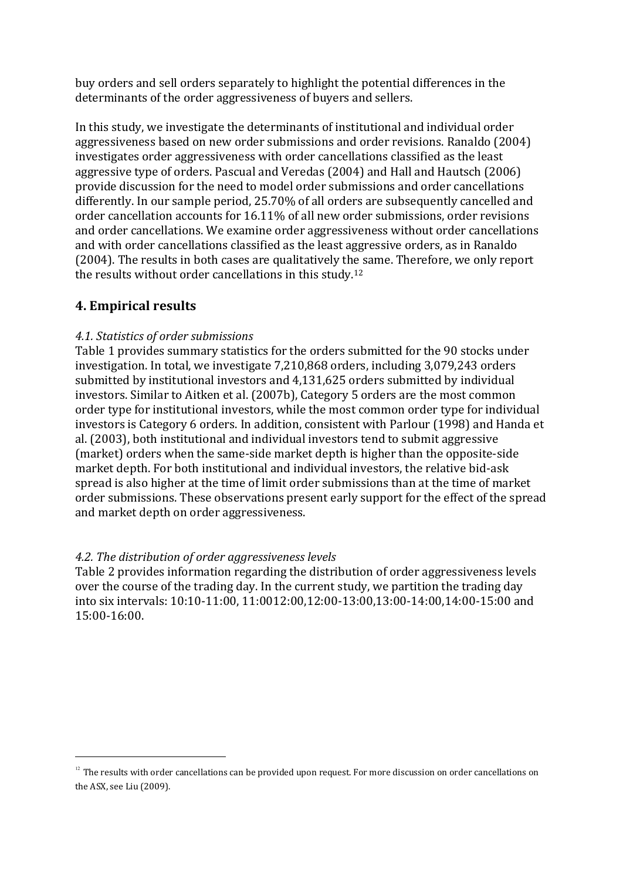buy orders and sell orders separately to highlight the potential differences in the determinants of the order aggressiveness of buyers and sellers.

In this study, we investigate the determinants of institutional and individual order aggressiveness based on new order submissions and order revisions. Ranaldo (2004) investigates order aggressiveness with order cancellations classified as the least aggressive type of orders. Pascual and Veredas (2004) and Hall and Hautsch (2006) provide discussion for the need to model order submissions and order cancellations differently. In our sample period, 25.70% of all orders are subsequently cancelled and order cancellation accounts for 16.11% of all new order submissions, order revisions and order cancellations. We examine order aggressiveness without order cancellations and with order cancellations classified as the least aggressive orders, as in Ranaldo (2004). The results in both cases are qualitatively the same. Therefore, we only report the results without order cancellations in this study.[12]

## 4. Empirical results

### *4.1. Statistics of order submissions*

Table 1 provides summary statistics for the orders submitted for the 90 stocks under investigation. In total, we investigate 7,210,868 orders, including 3,079,243 orders submitted by institutional investors and 4,131,625 orders submitted by individual investors. Similar to Aitken et al. (2007b), Category 5 orders are the most common order type for institutional investors, while the most common order type for individual investors is Category 6 orders. In addition, consistent with Parlour (1998) and Handa et al. (2003), both institutional and individual investors tend to submit aggressive (market) orders when the same-side market depth is higher than the opposite-side market depth. For both institutional and individual investors, the relative bid-ask spread is also higher at the time of limit order submissions than at the time of market order submissions. These observations present early support for the effect of the spread and market depth on order aggressiveness.

### *4.2. The distribution of order aggressiveness levels*

Table 2 provides information regarding the distribution of order aggressiveness levels over the course of the trading day. In the current study, we partition the trading day into six intervals: 10:10-11:00, 11:0012:00,12:00-13:00,13:00-14:00,14:00-15:00 and 15:00-16:00.

---

[12] The results with order cancellations can be provided upon request. For more discussion on order cancellations on the ASX, see Liu (2009).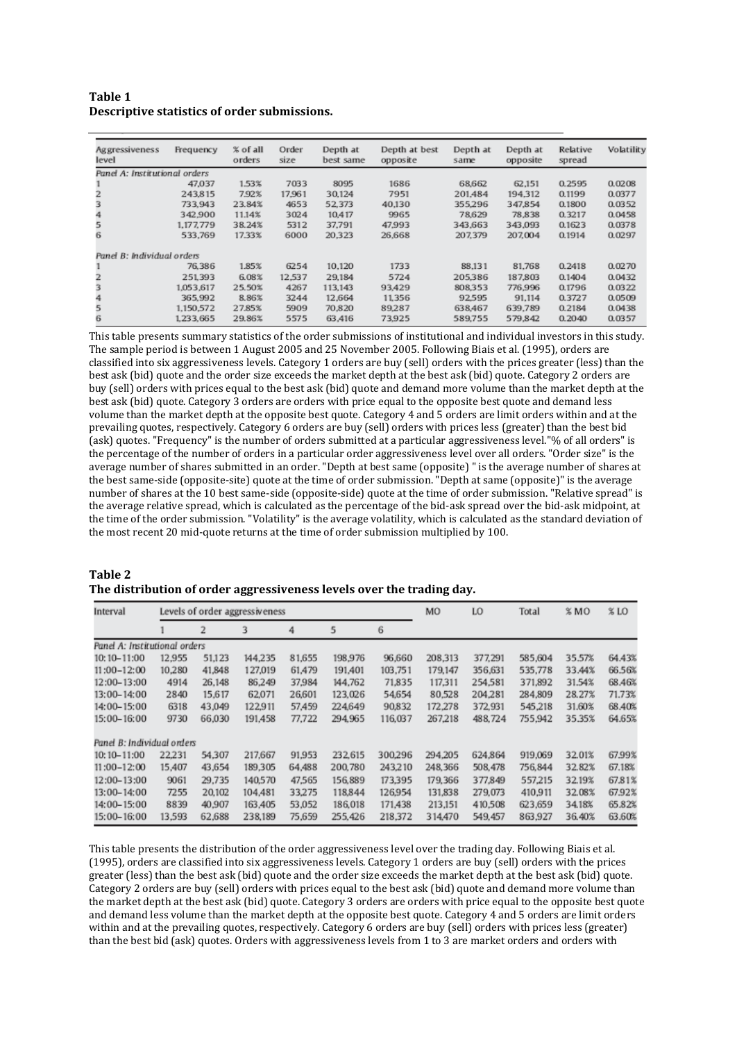**Table 1**
**Descriptive statistics of order submissions.**

| Aggressiveness level | Frequency | % of all orders | Order size | Depth at best same | Depth at best opposite | Depth at same | Depth at opposite | Relative spread | Volatility |
|---|---|---|---|---|---|---|---|---|---|
| *Panel A: Institutional orders* | | | | | | | | | |
| 1 | 47,037 | 1.53% | 7033 | 8095 | 1686 | 68,662 | 62,151 | 0.2595 | 0.0208 |
| 2 | 243,815 | 7.92% | 17,961 | 30,124 | 7951 | 201,484 | 194,312 | 0.1199 | 0.0377 |
| 3 | 733,943 | 23.84% | 4653 | 52,373 | 40,130 | 355,296 | 347,854 | 0.1800 | 0.0352 |
| 4 | 342,900 | 11.14% | 3024 | 10,417 | 9965 | 78,629 | 78,838 | 0.3217 | 0.0458 |
| 5 | 1,177,779 | 38.24% | 5312 | 37,791 | 47,993 | 343,663 | 343,093 | 0.1623 | 0.0378 |
| 6 | 533,769 | 17.33% | 6000 | 20,323 | 26,668 | 207,379 | 207,004 | 0.1914 | 0.0297 |
| *Panel B: Individual orders* | | | | | | | | | |
| 1 | 76,386 | 1.85% | 6254 | 10,120 | 1733 | 88,131 | 81,768 | 0.2418 | 0.0270 |
| 2 | 251,393 | 6.08% | 12,537 | 29,184 | 5724 | 205,386 | 187,803 | 0.1404 | 0.0432 |
| 3 | 1,053,617 | 25.50% | 4267 | 113,143 | 93,429 | 808,353 | 776,996 | 0.1796 | 0.0322 |
| 4 | 365,992 | 8.86% | 3244 | 12,664 | 11,356 | 92,595 | 91,114 | 0.3727 | 0.0509 |
| 5 | 1,150,572 | 27.85% | 5909 | 70,820 | 89,287 | 638,467 | 639,789 | 0.2184 | 0.0438 |
| 6 | 1,233,665 | 29.86% | 5575 | 63,416 | 73,925 | 589,755 | 579,842 | 0.2040 | 0.0357 |

This table presents summary statistics of the order submissions of institutional and individual investors in this study. The sample period is between 1 August 2005 and 25 November 2005. Following Biais et al. (1995), orders are classified into six aggressiveness levels. Category 1 orders are buy (sell) orders with the prices greater (less) than the best ask (bid) quote and the order size exceeds the market depth at the best ask (bid) quote. Category 2 orders are buy (sell) orders with prices equal to the best ask (bid) quote and demand more volume than the market depth at the best ask (bid) quote. Category 3 orders are orders with price equal to the opposite best quote and demand less volume than the market depth at the opposite best quote. Category 4 and 5 orders are limit orders within and at the prevailing quotes, respectively. Category 6 orders are buy (sell) orders with prices less (greater) than the best bid (ask) quotes. "Frequency" is the number of orders submitted at a particular aggressiveness level."% of all orders" is the percentage of the number of orders in a particular order aggressiveness level over all orders. "Order size" is the average number of shares submitted in an order. "Depth at best same (opposite) " is the average number of shares at the best same-side (opposite-site) quote at the time of order submission. "Depth at same (opposite)" is the average number of shares at the 10 best same-side (opposite-side) quote at the time of order submission. "Relative spread" is the average relative spread, which is calculated as the percentage of the bid-ask spread over the bid-ask midpoint, at the time of the order submission. "Volatility" is the average volatility, which is calculated as the standard deviation of the most recent 20 mid-quote returns at the time of order submission multiplied by 100.

**Table 2**
**The distribution of order aggressiveness levels over the trading day.**

| Interval | Levels of order aggressiveness | | | | | | MO | LO | Total | % MO | % LO |
|---|---|---|---|---|---|---|---|---|---|---|---|
| | 1 | 2 | 3 | 4 | 5 | 6 | | | | | |
| *Panel A: Institutional orders* | | | | | | | | | | | |
| 10:10–11:00 | 12,955 | 51,123 | 144,235 | 81,655 | 198,976 | 96,660 | 208,313 | 377,291 | 585,604 | 35.57% | 64.43% |
| 11:00–12:00 | 10,280 | 41,848 | 127,019 | 61,479 | 191,401 | 103,751 | 179,147 | 356,631 | 535,778 | 33.44% | 66.56% |
| 12:00–13:00 | 4914 | 26,148 | 86,249 | 37,984 | 144,762 | 71,835 | 117,311 | 254,581 | 371,892 | 31.54% | 68.46% |
| 13:00–14:00 | 2840 | 15,617 | 62,071 | 26,601 | 123,026 | 54,654 | 80,528 | 204,281 | 284,809 | 28.27% | 71.73% |
| 14:00–15:00 | 6318 | 43,049 | 122,911 | 57,459 | 224,649 | 90,832 | 172,278 | 372,931 | 545,218 | 31.60% | 68.40% |
| 15:00–16:00 | 9730 | 66,030 | 191,458 | 77,722 | 294,965 | 116,037 | 267,218 | 488,724 | 755,942 | 35.35% | 64.65% |
| *Panel B: Individual orders* | | | | | | | | | | | |
| 10:10–11:00 | 22,231 | 54,307 | 217,667 | 91,953 | 232,615 | 300,296 | 294,205 | 624,864 | 919,069 | 32.01% | 67.99% |
| 11:00–12:00 | 15,407 | 43,654 | 189,305 | 64,488 | 200,780 | 243,210 | 248,366 | 508,478 | 756,844 | 32.82% | 67.18% |
| 12:00–13:00 | 9061 | 29,735 | 140,570 | 47,565 | 156,889 | 173,395 | 179,366 | 377,849 | 557,215 | 32.19% | 67.81% |
| 13:00–14:00 | 7255 | 20,102 | 104,481 | 33,275 | 118,844 | 126,954 | 131,838 | 279,073 | 410,911 | 32.08% | 67.92% |
| 14:00–15:00 | 8839 | 40,907 | 163,405 | 53,052 | 186,018 | 171,438 | 213,151 | 410,508 | 623,659 | 34.18% | 65.82% |
| 15:00–16:00 | 13,593 | 62,688 | 238,189 | 75,659 | 255,426 | 218,372 | 314,470 | 549,457 | 863,927 | 36.40% | 63.60% |

This table presents the distribution of the order aggressiveness level over the trading day. Following Biais et al. (1995), orders are classified into six aggressiveness levels. Category 1 orders are buy (sell) orders with the prices greater (less) than the best ask (bid) quote and the order size exceeds the market depth at the best ask (bid) quote. Category 2 orders are buy (sell) orders with prices equal to the best ask (bid) quote and demand more volume than the market depth at the best ask (bid) quote. Category 3 orders are orders with price equal to the opposite best quote and demand less volume than the market depth at the opposite best quote. Category 4 and 5 orders are limit orders within and at the prevailing quotes, respectively. Category 6 orders are buy (sell) orders with prices less (greater) than the best bid (ask) quotes. Orders with aggressiveness levels from 1 to 3 are market orders and orders with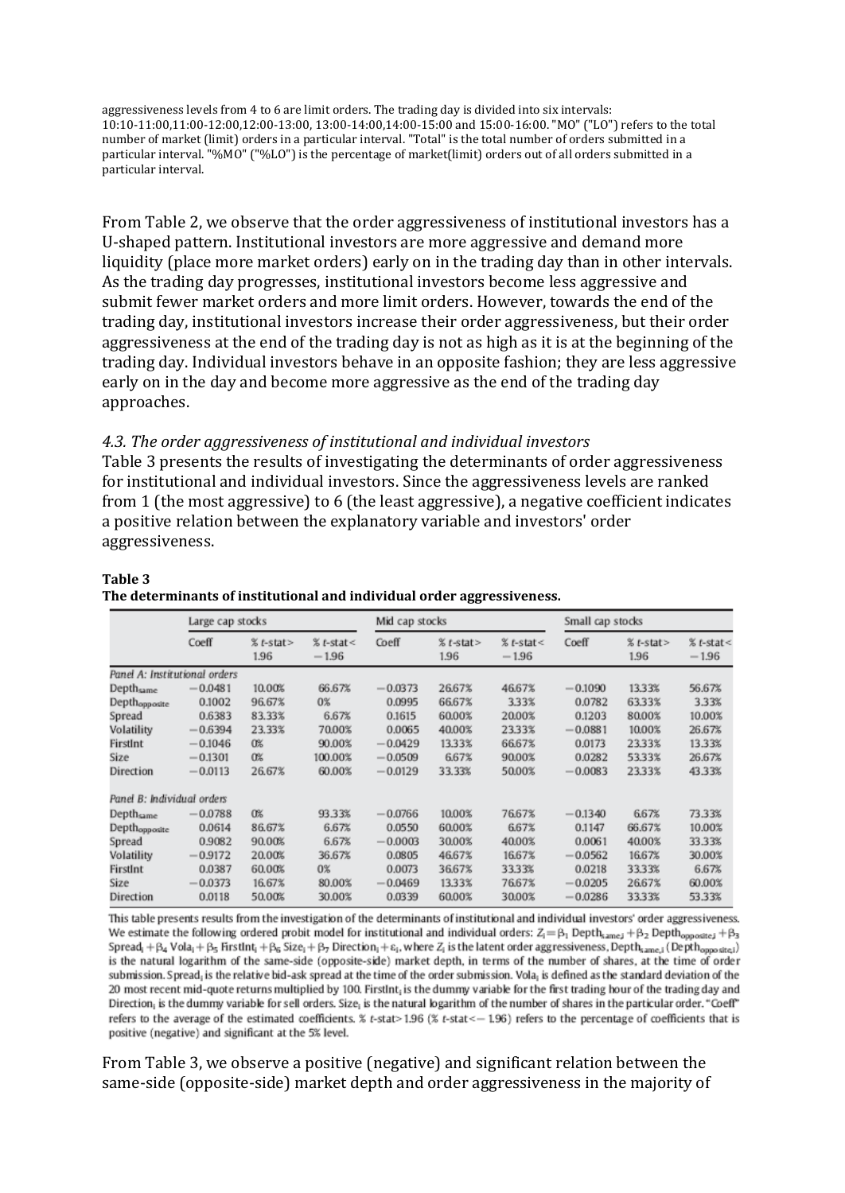aggressiveness levels from 4 to 6 are limit orders. The trading day is divided into six intervals: 10:10-11:00,11:00-12:00,12:00-13:00, 13:00-14:00,14:00-15:00 and 15:00-16:00. "MO" ("LO") refers to the total number of market (limit) orders in a particular interval. "Total" is the total number of orders submitted in a particular interval. "%MO" ("%LO") is the percentage of market(limit) orders out of all orders submitted in a particular interval.

From Table 2, we observe that the order aggressiveness of institutional investors has a U-shaped pattern. Institutional investors are more aggressive and demand more liquidity (place more market orders) early on in the trading day than in other intervals. As the trading day progresses, institutional investors become less aggressive and submit fewer market orders and more limit orders. However, towards the end of the trading day, institutional investors increase their order aggressiveness, but their order aggressiveness at the end of the trading day is not as high as it is at the beginning of the trading day. Individual investors behave in an opposite fashion; they are less aggressive early on in the day and become more aggressive as the end of the trading day approaches.

### *4.3. The order aggressiveness of institutional and individual investors*

Table 3 presents the results of investigating the determinants of order aggressiveness for institutional and individual investors. Since the aggressiveness levels are ranked from 1 (the most aggressive) to 6 (the least aggressive), a negative coefficient indicates a positive relation between the explanatory variable and investors' order aggressiveness.

**Table 3**
**The determinants of institutional and individual order aggressiveness.**

| | Large cap stocks | | | Mid cap stocks | | | Small cap stocks | | |
|---|---|---|---|---|---|---|---|---|---|
| | Coeff | % t-stat> 1.96 | % t-stat< −1.96 | Coeff | % t-stat> 1.96 | % t-stat< −1.96 | Coeff | % t-stat> 1.96 | % t-stat< −1.96 |
| *Panel A: Institutional orders* | | | | | | | | | |
| $Depth_{same}$ | −0.0481 | 10.00% | 66.67% | −0.0373 | 26.67% | 46.67% | −0.1090 | 13.33% | 56.67% |
| $Depth_{opposite}$ | 0.1002 | 96.67% | 0% | 0.0995 | 66.67% | 3.33% | 0.0782 | 63.33% | 3.33% |
| Spread | 0.6383 | 83.33% | 6.67% | 0.1615 | 60.00% | 20.00% | 0.1203 | 80.00% | 10.00% |
| Volatility | −0.6394 | 23.33% | 70.00% | 0.0065 | 40.00% | 23.33% | −0.0881 | 10.00% | 26.67% |
| FirstInt | −0.1046 | 0% | 90.00% | −0.0429 | 13.33% | 66.67% | 0.0173 | 23.33% | 13.33% |
| Size | −0.1301 | 0% | 100.00% | −0.0509 | 6.67% | 90.00% | 0.0282 | 53.33% | 26.67% |
| Direction | −0.0113 | 26.67% | 60.00% | −0.0129 | 33.33% | 50.00% | −0.0083 | 23.33% | 43.33% |
| *Panel B: Individual orders* | | | | | | | | | |
| $Depth_{same}$ | −0.0788 | 0% | 93.33% | −0.0766 | 10.00% | 76.67% | −0.1340 | 6.67% | 73.33% |
| $Depth_{opposite}$ | 0.0614 | 86.67% | 6.67% | 0.0550 | 60.00% | 6.67% | 0.1147 | 66.67% | 10.00% |
| Spread | 0.9082 | 90.00% | 6.67% | −0.0003 | 30.00% | 40.00% | 0.0061 | 40.00% | 33.33% |
| Volatility | −0.9172 | 20.00% | 36.67% | 0.0805 | 46.67% | 16.67% | −0.0562 | 16.67% | 30.00% |
| FirstInt | 0.0387 | 60.00% | 0% | 0.0073 | 36.67% | 33.33% | 0.0218 | 33.33% | 6.67% |
| Size | −0.0373 | 16.67% | 80.00% | −0.0469 | 13.33% | 76.67% | −0.0205 | 26.67% | 60.00% |
| Direction | 0.0118 | 50.00% | 30.00% | 0.0339 | 60.00% | 30.00% | −0.0286 | 33.33% | 53.33% |

This table presents results from the investigation of the determinants of institutional and individual investors' order aggressiveness. We estimate the following ordered probit model for institutional and individual orders: $Z_i = \beta_1 \, Depth_{same,i} + \beta_2 \, Depth_{opposite,i} + \beta_3 \, Spread_i + \beta_4 \, Vola_i + \beta_5 \, FirstInt_i + \beta_6 \, Size_i + \beta_7 \, Direction_i + \varepsilon_i$, where $Z_i$ is the latent order aggressiveness, $Depth_{same,i}$ ($Depth_{opposite,i}$) is the natural logarithm of the same-side (opposite-side) market depth, in terms of the number of shares, at the time of order submission. $Spread_i$ is the relative bid-ask spread at the time of the order submission. $Vola_i$ is defined as the standard deviation of the 20 most recent mid-quote returns multiplied by 100. $FirstInt_i$ is the dummy variable for the first trading hour of the trading day and $Direction_i$ is the dummy variable for sell orders. $Size_i$ is the natural logarithm of the number of shares in the particular order. "Coeff" refers to the average of the estimated coefficients. % t-stat> 1.96 (% t-stat< −1.96) refers to the percentage of coefficients that is positive (negative) and significant at the 5% level.

From Table 3, we observe a positive (negative) and significant relation between the same-side (opposite-side) market depth and order aggressiveness in the majority of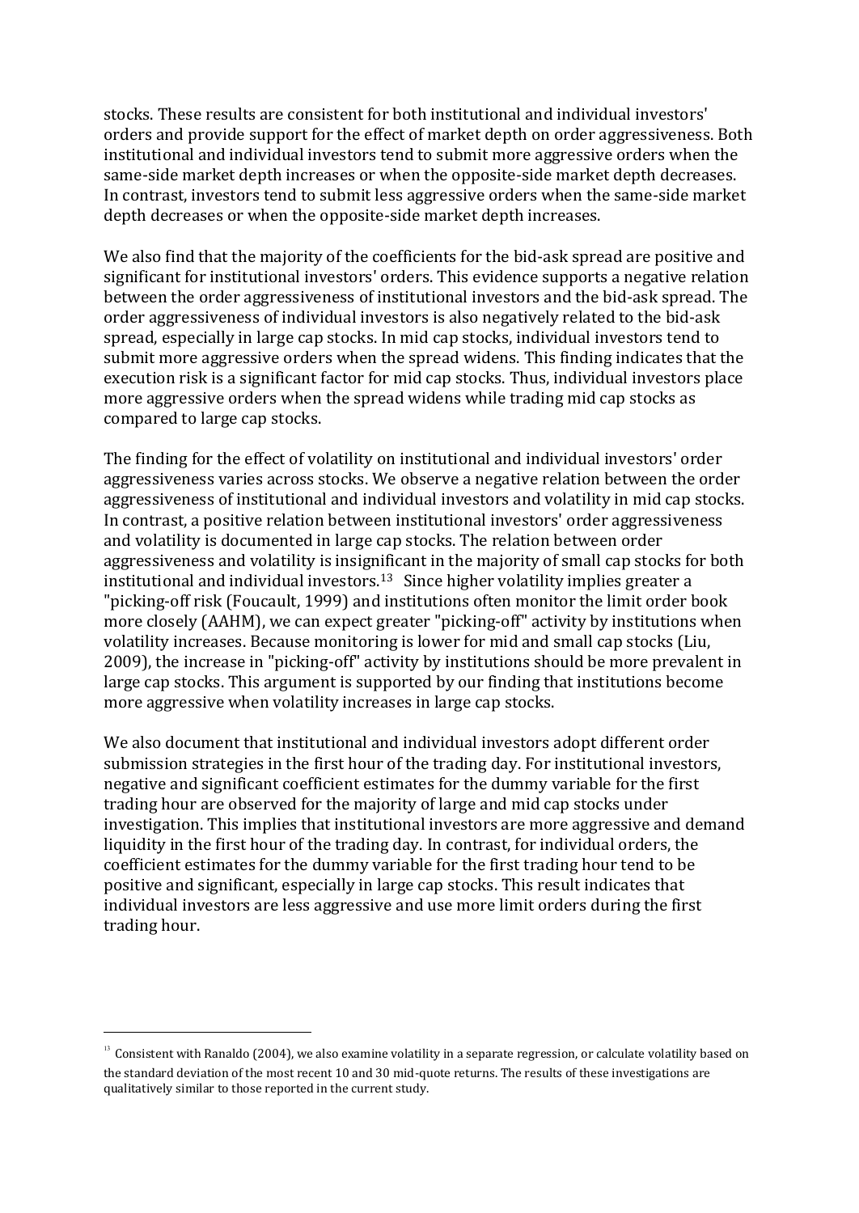stocks. These results are consistent for both institutional and individual investors' orders and provide support for the effect of market depth on order aggressiveness. Both institutional and individual investors tend to submit more aggressive orders when the same-side market depth increases or when the opposite-side market depth decreases. In contrast, investors tend to submit less aggressive orders when the same-side market depth decreases or when the opposite-side market depth increases.

We also find that the majority of the coefficients for the bid-ask spread are positive and significant for institutional investors' orders. This evidence supports a negative relation between the order aggressiveness of institutional investors and the bid-ask spread. The order aggressiveness of individual investors is also negatively related to the bid-ask spread, especially in large cap stocks. In mid cap stocks, individual investors tend to submit more aggressive orders when the spread widens. This finding indicates that the execution risk is a significant factor for mid cap stocks. Thus, individual investors place more aggressive orders when the spread widens while trading mid cap stocks as compared to large cap stocks.

The finding for the effect of volatility on institutional and individual investors' order aggressiveness varies across stocks. We observe a negative relation between the order aggressiveness of institutional and individual investors and volatility in mid cap stocks. In contrast, a positive relation between institutional investors' order aggressiveness and volatility is documented in large cap stocks. The relation between order aggressiveness and volatility is insignificant in the majority of small cap stocks for both institutional and individual investors.[13] Since higher volatility implies greater a "picking-off risk (Foucault, 1999) and institutions often monitor the limit order book more closely (AAHM), we can expect greater "picking-off" activity by institutions when volatility increases. Because monitoring is lower for mid and small cap stocks (Liu, 2009), the increase in "picking-off" activity by institutions should be more prevalent in large cap stocks. This argument is supported by our finding that institutions become more aggressive when volatility increases in large cap stocks.

We also document that institutional and individual investors adopt different order submission strategies in the first hour of the trading day. For institutional investors, negative and significant coefficient estimates for the dummy variable for the first trading hour are observed for the majority of large and mid cap stocks under investigation. This implies that institutional investors are more aggressive and demand liquidity in the first hour of the trading day. In contrast, for individual orders, the coefficient estimates for the dummy variable for the first trading hour tend to be positive and significant, especially in large cap stocks. This result indicates that individual investors are less aggressive and use more limit orders during the first trading hour.

---

[13] Consistent with Ranaldo (2004), we also examine volatility in a separate regression, or calculate volatility based on the standard deviation of the most recent 10 and 30 mid-quote returns. The results of these investigations are qualitatively similar to those reported in the current study.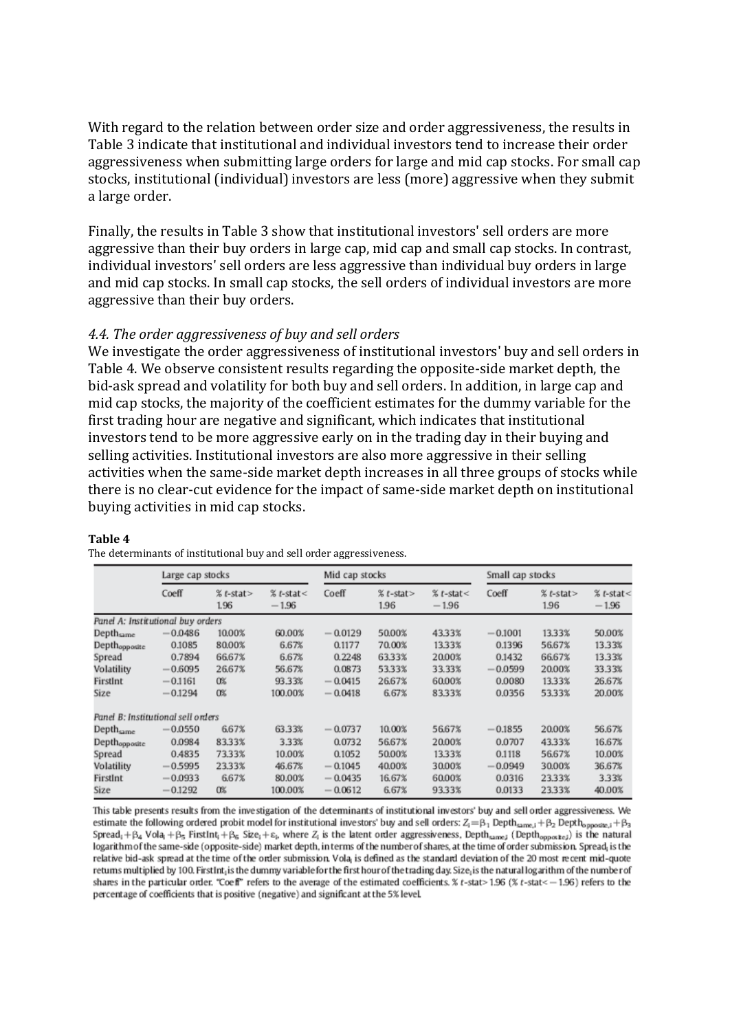With regard to the relation between order size and order aggressiveness, the results in Table 3 indicate that institutional and individual investors tend to increase their order aggressiveness when submitting large orders for large and mid cap stocks. For small cap stocks, institutional (individual) investors are less (more) aggressive when they submit a large order.

Finally, the results in Table 3 show that institutional investors' sell orders are more aggressive than their buy orders in large cap, mid cap and small cap stocks. In contrast, individual investors' sell orders are less aggressive than individual buy orders in large and mid cap stocks. In small cap stocks, the sell orders of individual investors are more aggressive than their buy orders.

### *4.4. The order aggressiveness of buy and sell orders*

We investigate the order aggressiveness of institutional investors' buy and sell orders in Table 4. We observe consistent results regarding the opposite-side market depth, the bid-ask spread and volatility for both buy and sell orders. In addition, in large cap and mid cap stocks, the majority of the coefficient estimates for the dummy variable for the first trading hour are negative and significant, which indicates that institutional investors tend to be more aggressive early on in the trading day in their buying and selling activities. Institutional investors are also more aggressive in their selling activities when the same-side market depth increases in all three groups of stocks while there is no clear-cut evidence for the impact of same-side market depth on institutional buying activities in mid cap stocks.

**Table 4**

The determinants of institutional buy and sell order aggressiveness.

| | Large cap stocks | | | Mid cap stocks | | | Small cap stocks | | |
|---|---|---|---|---|---|---|---|---|---|
| | Coeff | % t-stat> 1.96 | % t-stat< −1.96 | Coeff | % t-stat> 1.96 | % t-stat< −1.96 | Coeff | % t-stat> 1.96 | % t-stat< −1.96 |
| *Panel A: Institutional buy orders* | | | | | | | | | |
| $Depth_{same}$ | −0.0486 | 10.00% | 60.00% | −0.0129 | 50.00% | 43.33% | −0.1001 | 13.33% | 50.00% |
| $Depth_{opposite}$ | 0.1085 | 80.00% | 6.67% | 0.1177 | 70.00% | 13.33% | 0.1396 | 56.67% | 13.33% |
| Spread | 0.7894 | 66.67% | 6.67% | 0.2248 | 63.33% | 20.00% | 0.1432 | 66.67% | 13.33% |
| Volatility | −0.6095 | 26.67% | 56.67% | 0.0873 | 53.33% | 33.33% | −0.0599 | 20.00% | 33.33% |
| FirstInt | −0.1161 | 0% | 93.33% | −0.0415 | 26.67% | 60.00% | 0.0080 | 13.33% | 26.67% |
| Size | −0.1294 | 0% | 100.00% | −0.0418 | 6.67% | 83.33% | 0.0356 | 53.33% | 20.00% |
| *Panel B: Institutional sell orders* | | | | | | | | | |
| $Depth_{same}$ | −0.0550 | 6.67% | 63.33% | −0.0737 | 10.00% | 56.67% | −0.1855 | 20.00% | 56.67% |
| $Depth_{opposite}$ | 0.0984 | 83.33% | 3.33% | 0.0732 | 56.67% | 20.00% | 0.0707 | 43.33% | 16.67% |
| Spread | 0.4835 | 73.33% | 10.00% | 0.1052 | 50.00% | 13.33% | 0.1118 | 56.67% | 10.00% |
| Volatility | −0.5995 | 23.33% | 46.67% | −0.1045 | 40.00% | 30.00% | −0.0949 | 30.00% | 36.67% |
| FirstInt | −0.0933 | 6.67% | 80.00% | −0.0435 | 16.67% | 60.00% | 0.0316 | 23.33% | 3.33% |
| Size | −0.1292 | 0% | 100.00% | −0.0612 | 6.67% | 93.33% | 0.0133 | 23.33% | 40.00% |

This table presents results from the investigation of the determinants of institutional investors' buy and sell order aggressiveness. We estimate the following ordered probit model for institutional investors' buy and sell orders: $Z_i = \beta_1 Depth_{same,i} + \beta_2 Depth_{opposite,i} + \beta_3 Spread_i + \beta_4 Vola_i + \beta_5 FirstInt_i + \beta_6 Size_i + \varepsilon_i$, where $Z_i$ is the latent order aggressiveness, $Depth_{same,i}$ ($Depth_{opposite,i}$) is the natural logarithm of the same-side (opposite-side) market depth, in terms of the number of shares, at the time of order submission. $Spread_i$ is the relative bid-ask spread at the time of the order submission. $Vola_i$ is defined as the standard deviation of the 20 most recent mid-quote returns multiplied by 100. $FirstInt_i$ is the dummy variable for the first hour of the trading day. $Size_i$ is the natural logarithm of the number of shares in the particular order. "Coeff" refers to the average of the estimated coefficients. % t-stat> 1.96 (% t-stat< −1.96) refers to the percentage of coefficients that is positive (negative) and significant at the 5% level.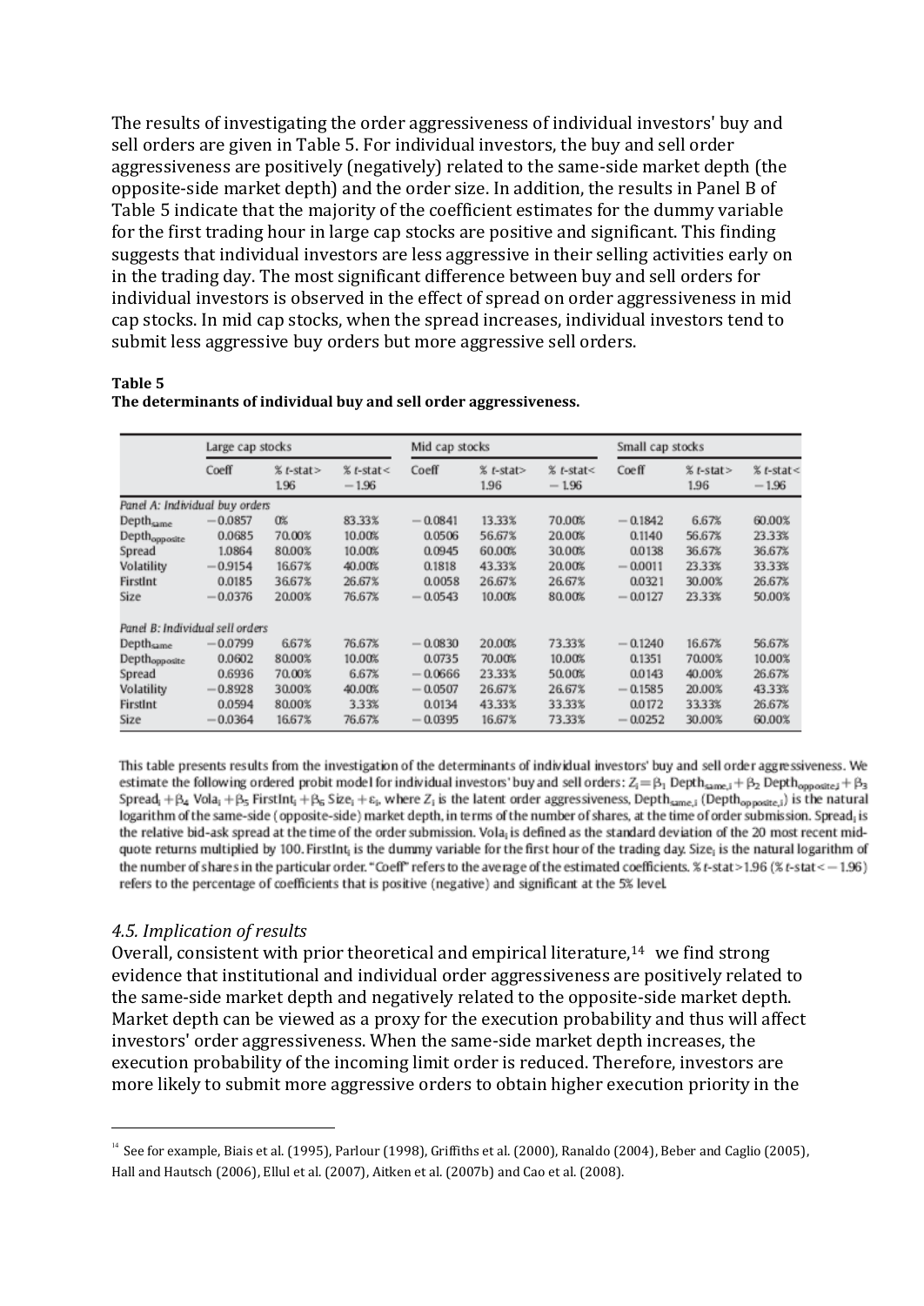The results of investigating the order aggressiveness of individual investors' buy and sell orders are given in Table 5. For individual investors, the buy and sell order aggressiveness are positively (negatively) related to the same-side market depth (the opposite-side market depth) and the order size. In addition, the results in Panel B of Table 5 indicate that the majority of the coefficient estimates for the dummy variable for the first trading hour in large cap stocks are positive and significant. This finding suggests that individual investors are less aggressive in their selling activities early on in the trading day. The most significant difference between buy and sell orders for individual investors is observed in the effect of spread on order aggressiveness in mid cap stocks. In mid cap stocks, when the spread increases, individual investors tend to submit less aggressive buy orders but more aggressive sell orders.

**Table 5**
**The determinants of individual buy and sell order aggressiveness.**

| | Large cap stocks | | | Mid cap stocks | | | Small cap stocks | | |
|---|---|---|---|---|---|---|---|---|---|
| | Coeff | % t-stat> 1.96 | % t-stat< −1.96 | Coeff | % t-stat> 1.96 | % t-stat< −1.96 | Coeff | % t-stat> 1.96 | % t-stat< −1.96 |
| *Panel A: Individual buy orders* | | | | | | | | | |
| $\text{Depth}_{\text{same}}$ | −0.0857 | 0% | 83.33% | −0.0841 | 13.33% | 70.00% | −0.1842 | 6.67% | 60.00% |
| $\text{Depth}_{\text{opposite}}$ | 0.0685 | 70.00% | 10.00% | 0.0506 | 56.67% | 20.00% | 0.1140 | 56.67% | 23.33% |
| Spread | 1.0864 | 80.00% | 10.00% | 0.0945 | 60.00% | 30.00% | 0.0138 | 36.67% | 36.67% |
| Volatility | −0.9154 | 16.67% | 40.00% | 0.1818 | 43.33% | 20.00% | −0.0011 | 23.33% | 33.33% |
| FirstInt | 0.0185 | 36.67% | 26.67% | 0.0058 | 26.67% | 26.67% | 0.0321 | 30.00% | 26.67% |
| Size | −0.0376 | 20.00% | 76.67% | −0.0543 | 10.00% | 80.00% | −0.0127 | 23.33% | 50.00% |
| *Panel B: Individual sell orders* | | | | | | | | | |
| $\text{Depth}_{\text{same}}$ | −0.0799 | 6.67% | 76.67% | −0.0830 | 20.00% | 73.33% | −0.1240 | 16.67% | 56.67% |
| $\text{Depth}_{\text{opposite}}$ | 0.0602 | 80.00% | 10.00% | 0.0735 | 70.00% | 10.00% | 0.1351 | 70.00% | 10.00% |
| Spread | 0.6936 | 70.00% | 6.67% | −0.0666 | 23.33% | 50.00% | 0.0143 | 40.00% | 26.67% |
| Volatility | −0.8928 | 30.00% | 40.00% | −0.0507 | 26.67% | 26.67% | −0.1585 | 20.00% | 43.33% |
| FirstInt | 0.0594 | 80.00% | 3.33% | 0.0134 | 43.33% | 33.33% | 0.0172 | 33.33% | 26.67% |
| Size | −0.0364 | 16.67% | 76.67% | −0.0395 | 16.67% | 73.33% | −0.0252 | 30.00% | 60.00% |

This table presents results from the investigation of the determinants of individual investors' buy and sell order aggressiveness. We estimate the following ordered probit model for individual investors' buy and sell orders: $Z_i = \beta_1 \text{Depth}_{\text{same},i} + \beta_2 \text{Depth}_{\text{opposite},i} + \beta_3 \text{Spread}_i + \beta_4 \text{Vola}_i + \beta_5 \text{FirstInt}_i + \beta_6 \text{Size}_i + \varepsilon_i$, where $Z_i$ is the latent order aggressiveness, $\text{Depth}_{\text{same},i}$ ($\text{Depth}_{\text{opposite},i}$) is the natural logarithm of the same-side (opposite-side) market depth, in terms of the number of shares, at the time of order submission. $\text{Spread}_i$ is the relative bid-ask spread at the time of the order submission. $\text{Vola}_i$ is defined as the standard deviation of the 20 most recent mid-quote returns multiplied by 100. $\text{FirstInt}_i$ is the dummy variable for the first hour of the trading day. $\text{Size}_i$ is the natural logarithm of the number of shares in the particular order. "Coeff" refers to the average of the estimated coefficients. % t-stat > 1.96 (% t-stat < −1.96) refers to the percentage of coefficients that is positive (negative) and significant at the 5% level.

### *4.5. Implication of results*

Overall, consistent with prior theoretical and empirical literature,[14] we find strong evidence that institutional and individual order aggressiveness are positively related to the same-side market depth and negatively related to the opposite-side market depth. Market depth can be viewed as a proxy for the execution probability and thus will affect investors' order aggressiveness. When the same-side market depth increases, the execution probability of the incoming limit order is reduced. Therefore, investors are more likely to submit more aggressive orders to obtain higher execution priority in the

[14] See for example, Biais et al. (1995), Parlour (1998), Griffiths et al. (2000), Ranaldo (2004), Beber and Caglio (2005), Hall and Hautsch (2006), Ellul et al. (2007), Aitken et al. (2007b) and Cao et al. (2008).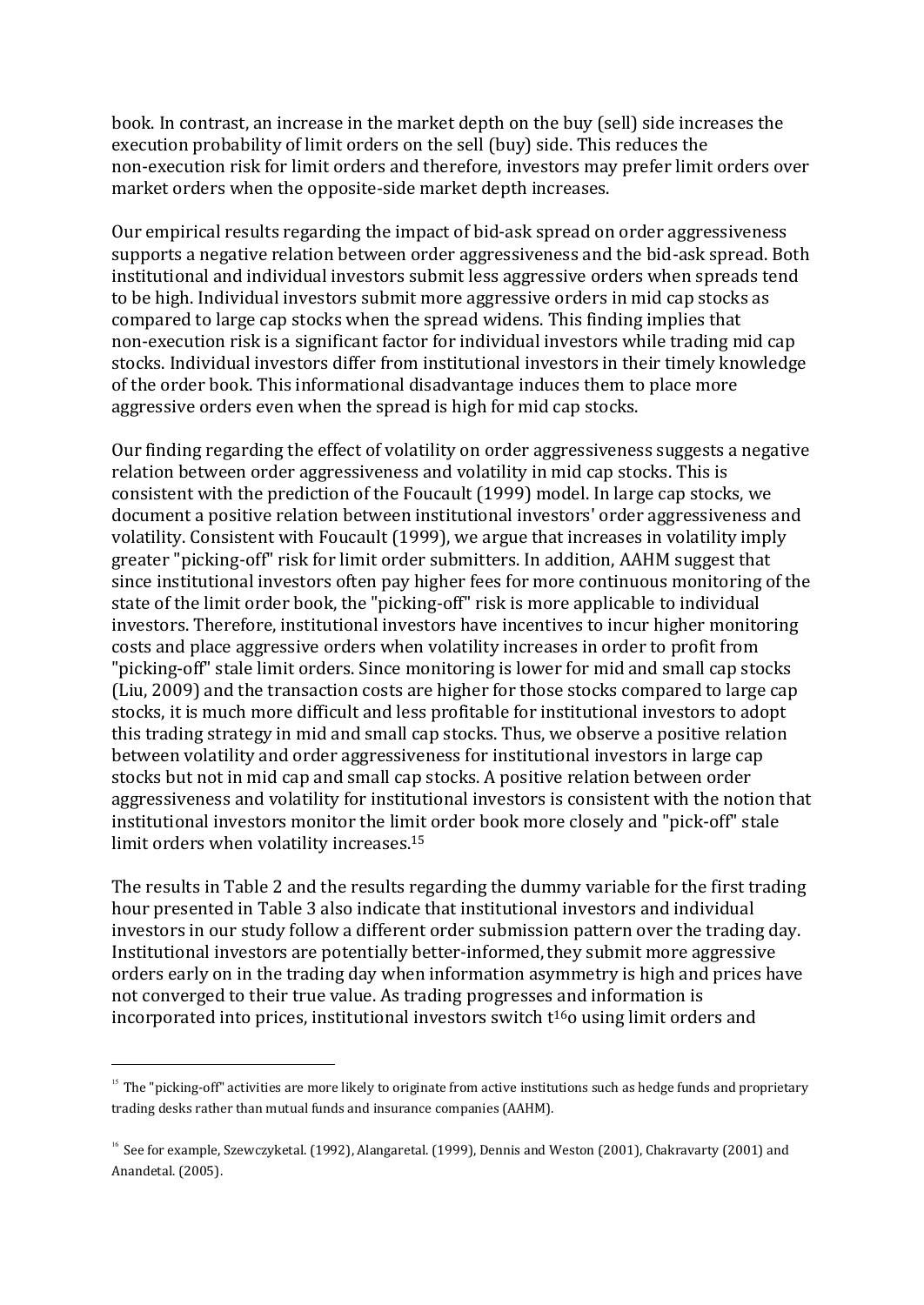book. In contrast, an increase in the market depth on the buy (sell) side increases the execution probability of limit orders on the sell (buy) side. This reduces the non-execution risk for limit orders and therefore, investors may prefer limit orders over market orders when the opposite-side market depth increases.

Our empirical results regarding the impact of bid-ask spread on order aggressiveness supports a negative relation between order aggressiveness and the bid-ask spread. Both institutional and individual investors submit less aggressive orders when spreads tend to be high. Individual investors submit more aggressive orders in mid cap stocks as compared to large cap stocks when the spread widens. This finding implies that non-execution risk is a significant factor for individual investors while trading mid cap stocks. Individual investors differ from institutional investors in their timely knowledge of the order book. This informational disadvantage induces them to place more aggressive orders even when the spread is high for mid cap stocks.

Our finding regarding the effect of volatility on order aggressiveness suggests a negative relation between order aggressiveness and volatility in mid cap stocks. This is consistent with the prediction of the Foucault (1999) model. In large cap stocks, we document a positive relation between institutional investors' order aggressiveness and volatility. Consistent with Foucault (1999), we argue that increases in volatility imply greater "picking-off" risk for limit order submitters. In addition, AAHM suggest that since institutional investors often pay higher fees for more continuous monitoring of the state of the limit order book, the "picking-off" risk is more applicable to individual investors. Therefore, institutional investors have incentives to incur higher monitoring costs and place aggressive orders when volatility increases in order to profit from "picking-off" stale limit orders. Since monitoring is lower for mid and small cap stocks (Liu, 2009) and the transaction costs are higher for those stocks compared to large cap stocks, it is much more difficult and less profitable for institutional investors to adopt this trading strategy in mid and small cap stocks. Thus, we observe a positive relation between volatility and order aggressiveness for institutional investors in large cap stocks but not in mid cap and small cap stocks. A positive relation between order aggressiveness and volatility for institutional investors is consistent with the notion that institutional investors monitor the limit order book more closely and "pick-off" stale limit orders when volatility increases.[15]

The results in Table 2 and the results regarding the dummy variable for the first trading hour presented in Table 3 also indicate that institutional investors and individual investors in our study follow a different order submission pattern over the trading day. Institutional investors are potentially better-informed, they submit more aggressive orders early on in the trading day when information asymmetry is high and prices have not converged to their true value. As trading progresses and information is incorporated into prices, institutional investors switch t[16]o using limit orders and

---

[15] The "picking-off" activities are more likely to originate from active institutions such as hedge funds and proprietary trading desks rather than mutual funds and insurance companies (AAHM).

[16] See for example, Szewczyketal. (1992), Alangaretal. (1999), Dennis and Weston (2001), Chakravarty (2001) and Anandetal. (2005).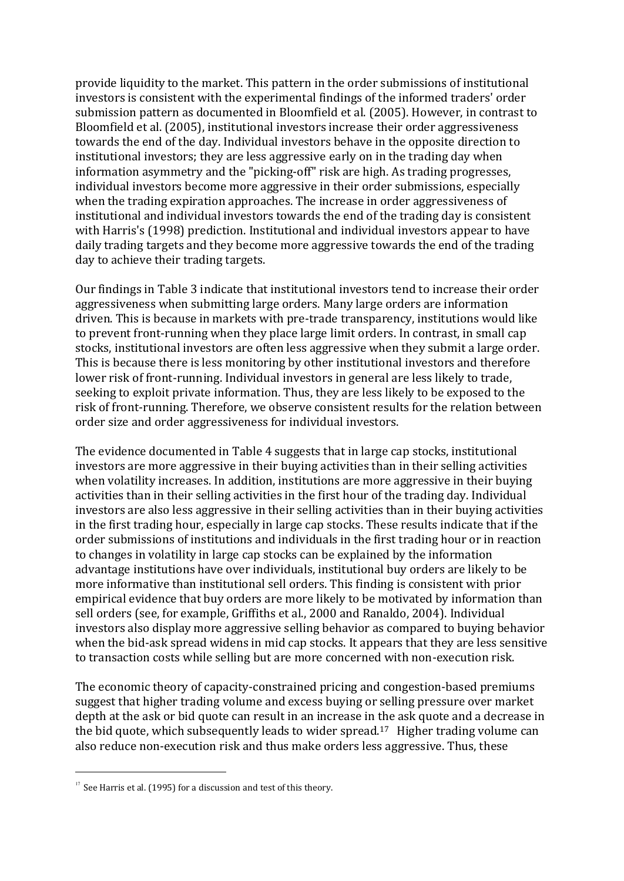provide liquidity to the market. This pattern in the order submissions of institutional investors is consistent with the experimental findings of the informed traders' order submission pattern as documented in Bloomfield et al. (2005). However, in contrast to Bloomfield et al. (2005), institutional investors increase their order aggressiveness towards the end of the day. Individual investors behave in the opposite direction to institutional investors; they are less aggressive early on in the trading day when information asymmetry and the "picking-off" risk are high. As trading progresses, individual investors become more aggressive in their order submissions, especially when the trading expiration approaches. The increase in order aggressiveness of institutional and individual investors towards the end of the trading day is consistent with Harris's (1998) prediction. Institutional and individual investors appear to have daily trading targets and they become more aggressive towards the end of the trading day to achieve their trading targets.

Our findings in Table 3 indicate that institutional investors tend to increase their order aggressiveness when submitting large orders. Many large orders are information driven. This is because in markets with pre-trade transparency, institutions would like to prevent front-running when they place large limit orders. In contrast, in small cap stocks, institutional investors are often less aggressive when they submit a large order. This is because there is less monitoring by other institutional investors and therefore lower risk of front-running. Individual investors in general are less likely to trade, seeking to exploit private information. Thus, they are less likely to be exposed to the risk of front-running. Therefore, we observe consistent results for the relation between order size and order aggressiveness for individual investors.

The evidence documented in Table 4 suggests that in large cap stocks, institutional investors are more aggressive in their buying activities than in their selling activities when volatility increases. In addition, institutions are more aggressive in their buying activities than in their selling activities in the first hour of the trading day. Individual investors are also less aggressive in their selling activities than in their buying activities in the first trading hour, especially in large cap stocks. These results indicate that if the order submissions of institutions and individuals in the first trading hour or in reaction to changes in volatility in large cap stocks can be explained by the information advantage institutions have over individuals, institutional buy orders are likely to be more informative than institutional sell orders. This finding is consistent with prior empirical evidence that buy orders are more likely to be motivated by information than sell orders (see, for example, Griffiths et al., 2000 and Ranaldo, 2004). Individual investors also display more aggressive selling behavior as compared to buying behavior when the bid-ask spread widens in mid cap stocks. It appears that they are less sensitive to transaction costs while selling but are more concerned with non-execution risk.

The economic theory of capacity-constrained pricing and congestion-based premiums suggest that higher trading volume and excess buying or selling pressure over market depth at the ask or bid quote can result in an increase in the ask quote and a decrease in the bid quote, which subsequently leads to wider spread.[17] Higher trading volume can also reduce non-execution risk and thus make orders less aggressive. Thus, these

---

[17] See Harris et al. (1995) for a discussion and test of this theory.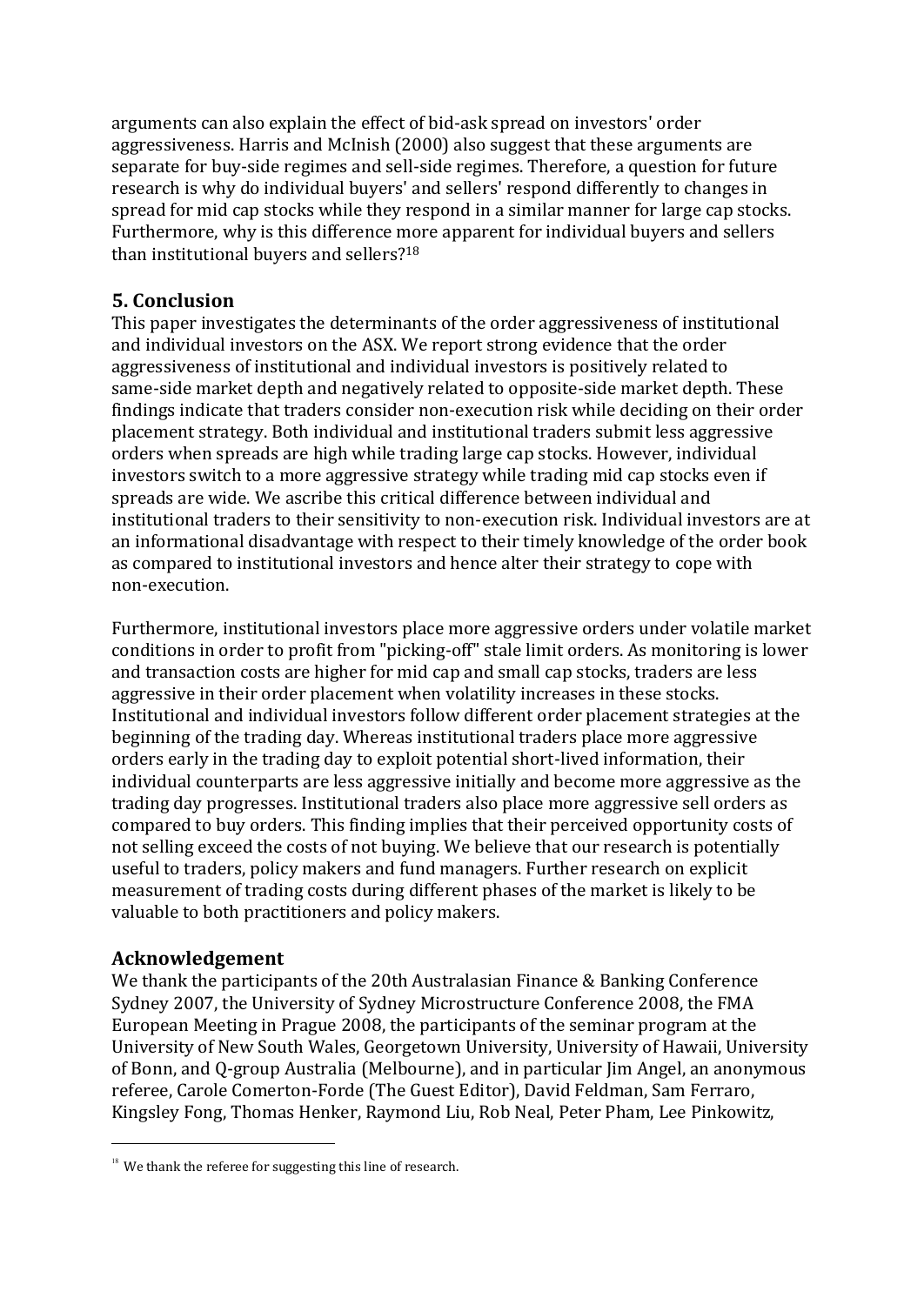arguments can also explain the effect of bid-ask spread on investors' order aggressiveness. Harris and McInish (2000) also suggest that these arguments are separate for buy-side regimes and sell-side regimes. Therefore, a question for future research is why do individual buyers' and sellers' respond differently to changes in spread for mid cap stocks while they respond in a similar manner for large cap stocks. Furthermore, why is this difference more apparent for individual buyers and sellers than institutional buyers and sellers?[18]

## 5. Conclusion

This paper investigates the determinants of the order aggressiveness of institutional and individual investors on the ASX. We report strong evidence that the order aggressiveness of institutional and individual investors is positively related to same-side market depth and negatively related to opposite-side market depth. These findings indicate that traders consider non-execution risk while deciding on their order placement strategy. Both individual and institutional traders submit less aggressive orders when spreads are high while trading large cap stocks. However, individual investors switch to a more aggressive strategy while trading mid cap stocks even if spreads are wide. We ascribe this critical difference between individual and institutional traders to their sensitivity to non-execution risk. Individual investors are at an informational disadvantage with respect to their timely knowledge of the order book as compared to institutional investors and hence alter their strategy to cope with non-execution.

Furthermore, institutional investors place more aggressive orders under volatile market conditions in order to profit from "picking-off" stale limit orders. As monitoring is lower and transaction costs are higher for mid cap and small cap stocks, traders are less aggressive in their order placement when volatility increases in these stocks. Institutional and individual investors follow different order placement strategies at the beginning of the trading day. Whereas institutional traders place more aggressive orders early in the trading day to exploit potential short-lived information, their individual counterparts are less aggressive initially and become more aggressive as the trading day progresses. Institutional traders also place more aggressive sell orders as compared to buy orders. This finding implies that their perceived opportunity costs of not selling exceed the costs of not buying. We believe that our research is potentially useful to traders, policy makers and fund managers. Further research on explicit measurement of trading costs during different phases of the market is likely to be valuable to both practitioners and policy makers.

## Acknowledgement

We thank the participants of the 20th Australasian Finance & Banking Conference Sydney 2007, the University of Sydney Microstructure Conference 2008, the FMA European Meeting in Prague 2008, the participants of the seminar program at the University of New South Wales, Georgetown University, University of Hawaii, University of Bonn, and Q-group Australia (Melbourne), and in particular Jim Angel, an anonymous referee, Carole Comerton-Forde (The Guest Editor), David Feldman, Sam Ferraro, Kingsley Fong, Thomas Henker, Raymond Liu, Rob Neal, Peter Pham, Lee Pinkowitz,

---

[18] We thank the referee for suggesting this line of research.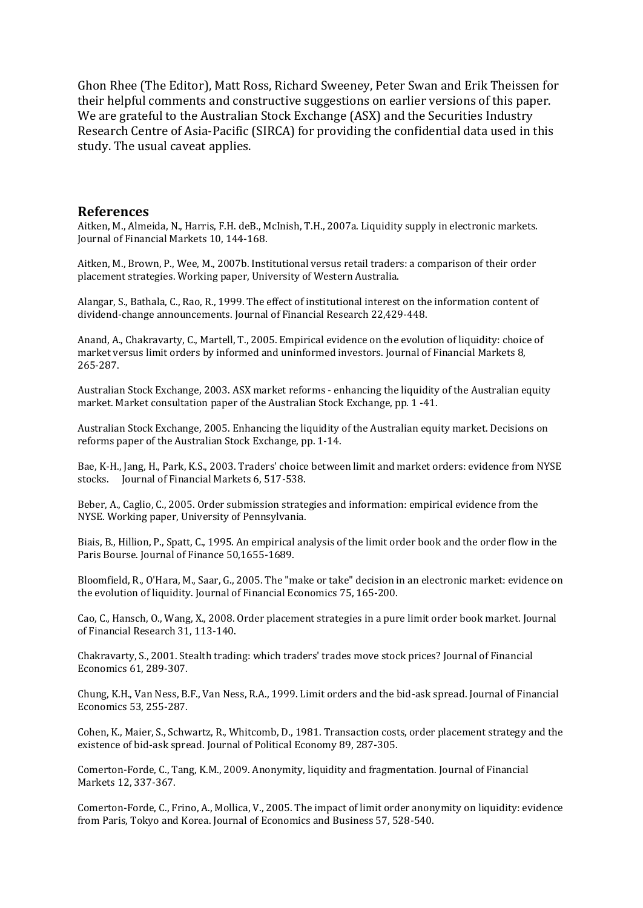Ghon Rhee (The Editor), Matt Ross, Richard Sweeney, Peter Swan and Erik Theissen for their helpful comments and constructive suggestions on earlier versions of this paper. We are grateful to the Australian Stock Exchange (ASX) and the Securities Industry Research Centre of Asia-Pacific (SIRCA) for providing the confidential data used in this study. The usual caveat applies.

## References

Aitken, M., Almeida, N., Harris, F.H. deB., McInish, T.H., 2007a. Liquidity supply in electronic markets. Journal of Financial Markets 10, 144-168.

Aitken, M., Brown, P., Wee, M., 2007b. Institutional versus retail traders: a comparison of their order placement strategies. Working paper, University of Western Australia.

Alangar, S., Bathala, C., Rao, R., 1999. The effect of institutional interest on the information content of dividend-change announcements. Journal of Financial Research 22,429-448.

Anand, A., Chakravarty, C., Martell, T., 2005. Empirical evidence on the evolution of liquidity: choice of market versus limit orders by informed and uninformed investors. Journal of Financial Markets 8, 265-287.

Australian Stock Exchange, 2003. ASX market reforms - enhancing the liquidity of the Australian equity market. Market consultation paper of the Australian Stock Exchange, pp. 1 -41.

Australian Stock Exchange, 2005. Enhancing the liquidity of the Australian equity market. Decisions on reforms paper of the Australian Stock Exchange, pp. 1-14.

Bae, K-H., Jang, H., Park, K.S., 2003. Traders' choice between limit and market orders: evidence from NYSE stocks. Journal of Financial Markets 6, 517-538.

Beber, A., Caglio, C., 2005. Order submission strategies and information: empirical evidence from the NYSE. Working paper, University of Pennsylvania.

Biais, B., Hillion, P., Spatt, C., 1995. An empirical analysis of the limit order book and the order flow in the Paris Bourse. Journal of Finance 50,1655-1689.

Bloomfield, R., O'Hara, M., Saar, G., 2005. The "make or take" decision in an electronic market: evidence on the evolution of liquidity. Journal of Financial Economics 75, 165-200.

Cao, C., Hansch, O., Wang, X., 2008. Order placement strategies in a pure limit order book market. Journal of Financial Research 31, 113-140.

Chakravarty, S., 2001. Stealth trading: which traders' trades move stock prices? Journal of Financial Economics 61, 289-307.

Chung, K.H., Van Ness, B.F., Van Ness, R.A., 1999. Limit orders and the bid-ask spread. Journal of Financial Economics 53, 255-287.

Cohen, K., Maier, S., Schwartz, R., Whitcomb, D., 1981. Transaction costs, order placement strategy and the existence of bid-ask spread. Journal of Political Economy 89, 287-305.

Comerton-Forde, C., Tang, K.M., 2009. Anonymity, liquidity and fragmentation. Journal of Financial Markets 12, 337-367.

Comerton-Forde, C., Frino, A., Mollica, V., 2005. The impact of limit order anonymity on liquidity: evidence from Paris, Tokyo and Korea. Journal of Economics and Business 57, 528-540.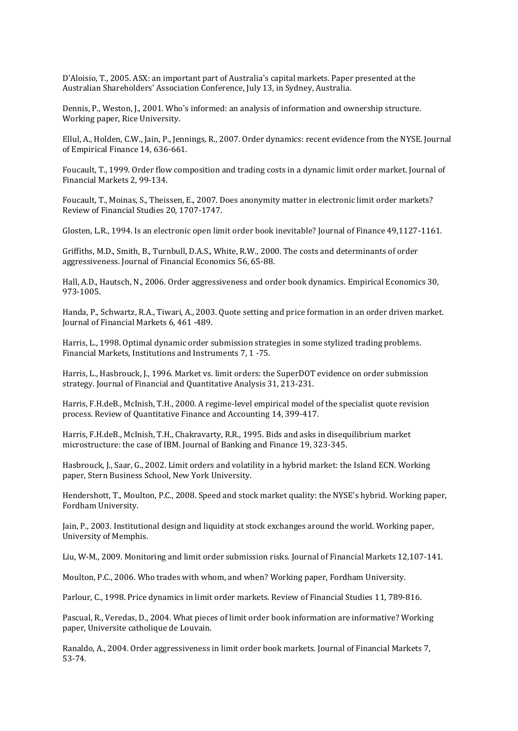D'Aloisio, T., 2005. ASX: an important part of Australia's capital markets. Paper presented at the Australian Shareholders' Association Conference, July 13, in Sydney, Australia.

Dennis, P., Weston, J., 2001. Who's informed: an analysis of information and ownership structure. Working paper, Rice University.

Ellul, A., Holden, C.W., Jain, P., Jennings, R., 2007. Order dynamics: recent evidence from the NYSE. Journal of Empirical Finance 14, 636-661.

Foucault, T., 1999. Order flow composition and trading costs in a dynamic limit order market. Journal of Financial Markets 2, 99-134.

Foucault, T., Moinas, S., Theissen, E., 2007. Does anonymity matter in electronic limit order markets? Review of Financial Studies 20, 1707-1747.

Glosten, L.R., 1994. Is an electronic open limit order book inevitable? Journal of Finance 49,1127-1161.

Griffiths, M.D., Smith, B., Turnbull, D.A.S., White, R.W., 2000. The costs and determinants of order aggressiveness. Journal of Financial Economics 56, 65-88.

Hall, A.D., Hautsch, N., 2006. Order aggressiveness and order book dynamics. Empirical Economics 30, 973-1005.

Handa, P., Schwartz, R.A., Tiwari, A., 2003. Quote setting and price formation in an order driven market. Journal of Financial Markets 6, 461 -489.

Harris, L., 1998. Optimal dynamic order submission strategies in some stylized trading problems. Financial Markets, Institutions and Instruments 7, 1 -75.

Harris, L., Hasbrouck, J., 1996. Market vs. limit orders: the SuperDOT evidence on order submission strategy. Journal of Financial and Quantitative Analysis 31, 213-231.

Harris, F.H.deB., McInish, T.H., 2000. A regime-level empirical model of the specialist quote revision process. Review of Quantitative Finance and Accounting 14, 399-417.

Harris, F.H.deB., McInish, T.H., Chakravarty, R.R., 1995. Bids and asks in disequilibrium market microstructure: the case of IBM. Journal of Banking and Finance 19, 323-345.

Hasbrouck, J., Saar, G., 2002. Limit orders and volatility in a hybrid market: the Island ECN. Working paper, Stern Business School, New York University.

Hendershott, T., Moulton, P.C., 2008. Speed and stock market quality: the NYSE's hybrid. Working paper, Fordham University.

Jain, P., 2003. Institutional design and liquidity at stock exchanges around the world. Working paper, University of Memphis.

Liu, W-M., 2009. Monitoring and limit order submission risks. Journal of Financial Markets 12,107-141.

Moulton, P.C., 2006. Who trades with whom, and when? Working paper, Fordham University.

Parlour, C., 1998. Price dynamics in limit order markets. Review of Financial Studies 11, 789-816.

Pascual, R., Veredas, D., 2004. What pieces of limit order book information are informative? Working paper, Universite catholique de Louvain.

Ranaldo, A., 2004. Order aggressiveness in limit order book markets. Journal of Financial Markets 7, 53-74.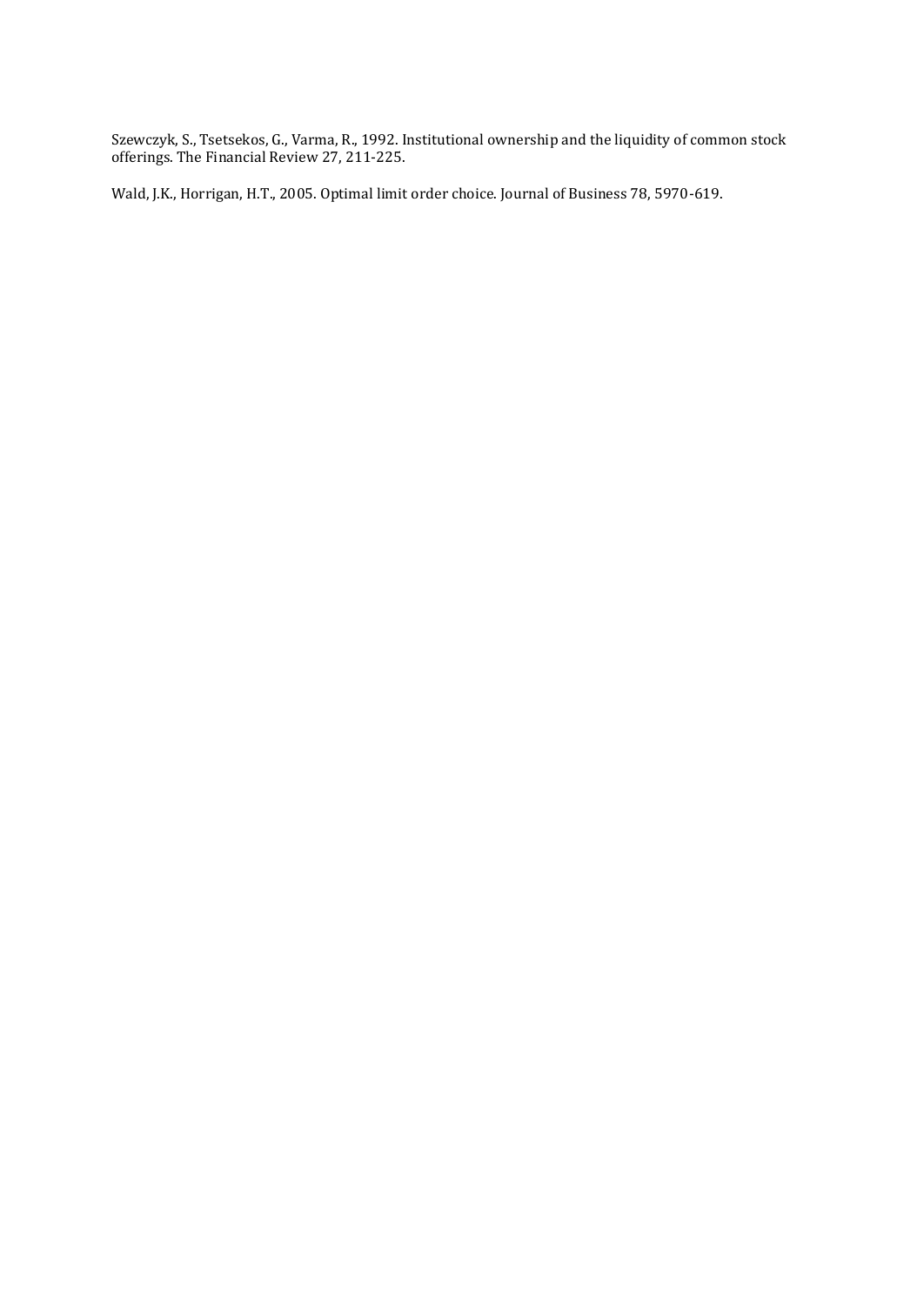Szewczyk, S., Tsetsekos, G., Varma, R., 1992. Institutional ownership and the liquidity of common stock offerings. The Financial Review 27, 211-225.

Wald, J.K., Horrigan, H.T., 2005. Optimal limit order choice. Journal of Business 78, 5970-619.